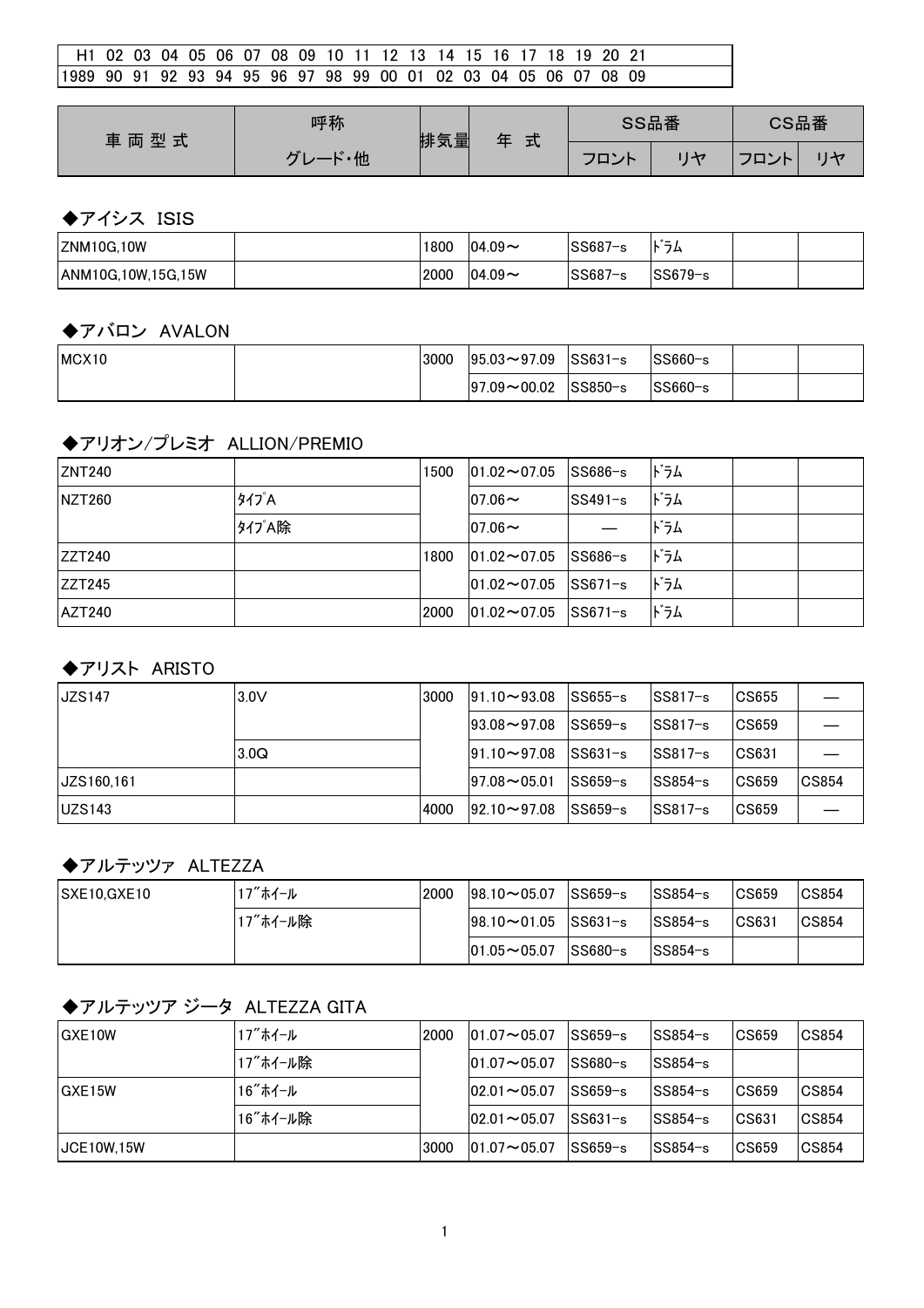| H1 | 02 | 03 | 04 | 05 | 06 | 07 | 08 | 09 | 10 | 11 | 12 | 13 | 14 | 15 | 16 | 17 | 18 | 19 | 20 | 21 |
|---|---|---|---|---|---|---|---|---|---|---|---|---|---|---|---|---|---|---|---|---|
| 1989 | 90 | 91 | 92 | 93 | 94 | 95 | 96 | 97 | 98 | 99 | 00 | 01 | 02 | 03 | 04 | 05 | 06 | 07 | 08 | 09 |

| 車両型式 | 呼称 | 排気量 | 年 式 | SS品番 | | CS品番 | |
|---|---|---|---|---|---|---|---|
| | グレード・他 | | | フロント | リヤ | フロント | リヤ |

### ◆アイシス ISIS

| 車両型式 | グレード・他 | 排気量 | 年式 | SS フロント | SS リヤ | CS フロント | CS リヤ |
|---|---|---|---|---|---|---|---|
| ZNM10G,10W | | 1800 | 04.09～ | SS687-s | ドラム | | |
| ANM10G,10W,15G,15W | | 2000 | 04.09～ | SS687-s | SS679-s | | |

### ◆アバロン AVALON

| 車両型式 | グレード・他 | 排気量 | 年式 | SS フロント | SS リヤ | CS フロント | CS リヤ |
|---|---|---|---|---|---|---|---|
| MCX10 | | 3000 | 95.03～97.09 | SS631-s | SS660-s | | |
| | | | 97.09～00.02 | SS850-s | SS660-s | | |

### ◆アリオン/プレミオ ALLION/PREMIO

| 車両型式 | グレード・他 | 排気量 | 年式 | SS フロント | SS リヤ | CS フロント | CS リヤ |
|---|---|---|---|---|---|---|---|
| ZNT240 | | 1500 | 01.02～07.05 | SS686-s | ドラム | | |
| NZT260 | ﾀｲﾌﾟA | | 07.06～ | SS491-s | ドラム | | |
| | ﾀｲﾌﾟA除 | | 07.06～ | — | ドラム | | |
| ZZT240 | | 1800 | 01.02～07.05 | SS686-s | ドラム | | |
| ZZT245 | | | 01.02～07.05 | SS671-s | ドラム | | |
| AZT240 | | 2000 | 01.02～07.05 | SS671-s | ドラム | | |

### ◆アリスト ARISTO

| 車両型式 | グレード・他 | 排気量 | 年式 | SS フロント | SS リヤ | CS フロント | CS リヤ |
|---|---|---|---|---|---|---|---|
| JZS147 | 3.0V | 3000 | 91.10～93.08 | SS655-s | SS817-s | CS655 | — |
| | | | 93.08～97.08 | SS659-s | SS817-s | CS659 | — |
| | 3.0Q | | 91.10～97.08 | SS631-s | SS817-s | CS631 | — |
| JZS160,161 | | | 97.08～05.01 | SS659-s | SS854-s | CS659 | CS854 |
| UZS143 | | 4000 | 92.10～97.08 | SS659-s | SS817-s | CS659 | — |

### ◆アルテッツァ ALTEZZA

| 車両型式 | グレード・他 | 排気量 | 年式 | SS フロント | SS リヤ | CS フロント | CS リヤ |
|---|---|---|---|---|---|---|---|
| SXE10,GXE10 | 17″ﾎｲｰﾙ | 2000 | 98.10～05.07 | SS659-s | SS854-s | CS659 | CS854 |
| | 17″ﾎｲｰﾙ除 | | 98.10～01.05 | SS631-s | SS854-s | CS631 | CS854 |
| | | | 01.05～05.07 | SS680-s | SS854-s | | |

### ◆アルテッツア ジータ ALTEZZA GITA

| 車両型式 | グレード・他 | 排気量 | 年式 | SS フロント | SS リヤ | CS フロント | CS リヤ |
|---|---|---|---|---|---|---|---|
| GXE10W | 17″ﾎｲｰﾙ | 2000 | 01.07～05.07 | SS659-s | SS854-s | CS659 | CS854 |
| | 17″ﾎｲｰﾙ除 | | 01.07～05.07 | SS680-s | SS854-s | | |
| GXE15W | 16″ﾎｲｰﾙ | | 02.01～05.07 | SS659-s | SS854-s | CS659 | CS854 |
| | 16″ﾎｲｰﾙ除 | | 02.01～05.07 | SS631-s | SS854-s | CS631 | CS854 |
| JCE10W,15W | | 3000 | 01.07～05.07 | SS659-s | SS854-s | CS659 | CS854 |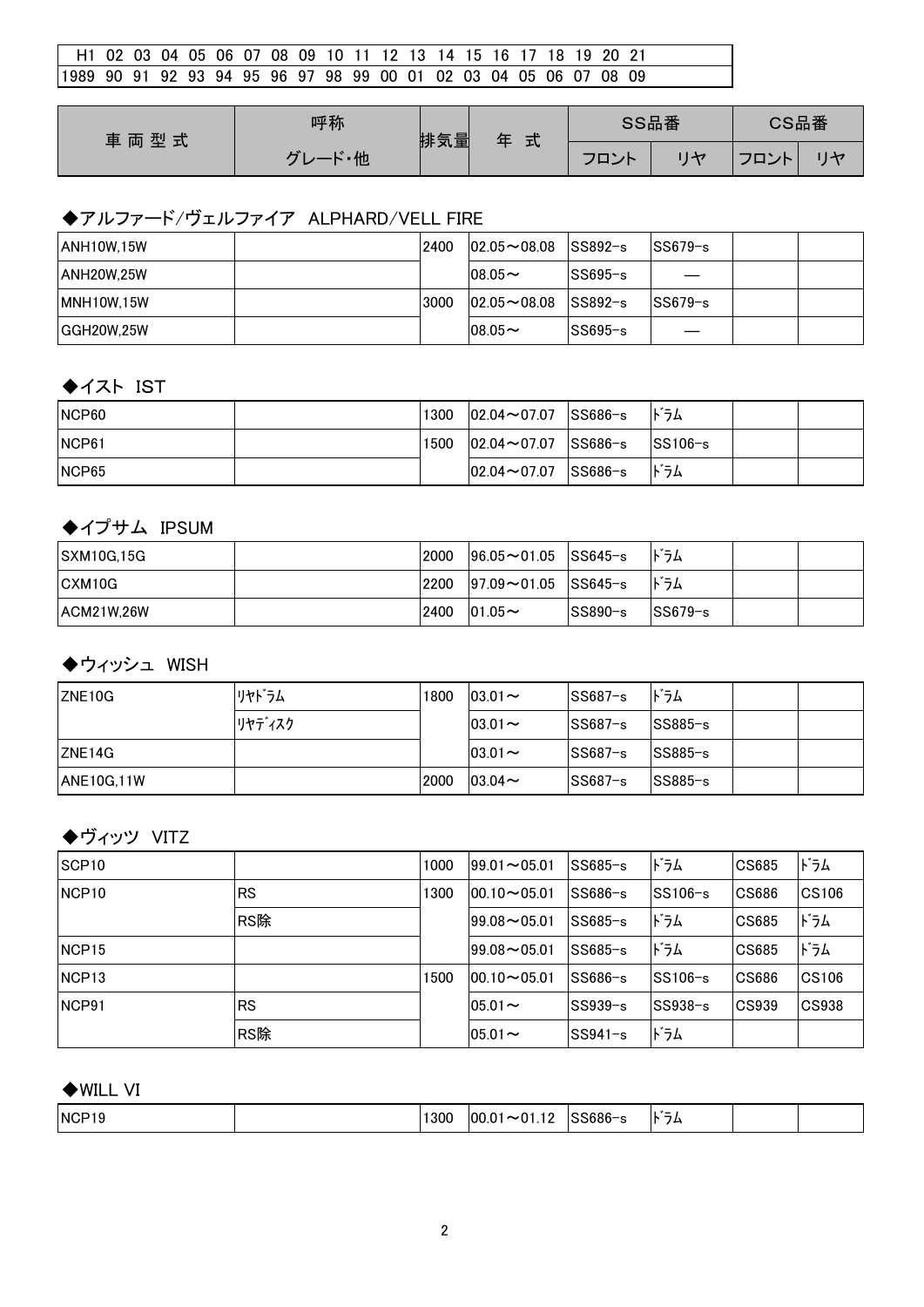| H1 | 02 | 03 | 04 | 05 | 06 | 07 | 08 | 09 | 10 | 11 | 12 | 13 | 14 | 15 | 16 | 17 | 18 | 19 | 20 | 21 |
|---|---|---|---|---|---|---|---|---|---|---|---|---|---|---|---|---|---|---|---|---|
| 1989 | 90 | 91 | 92 | 93 | 94 | 95 | 96 | 97 | 98 | 99 | 00 | 01 | 02 | 03 | 04 | 05 | 06 | 07 | 08 | 09 |

| 車両型式 | 呼称 | 排気量 | 年 式 | SS品番 | | CS品番 | |
|---|---|---|---|---|---|---|---|
| | グレード・他 | | | フロント | リヤ | フロント | リヤ |

### ◆アルファード/ヴェルファイア　ALPHARD/VELL FIRE

| 車両型式 | グレード・他 | 排気量 | 年式 | SSフロント | SSリヤ | CSフロント | CSリヤ |
|---|---|---|---|---|---|---|---|
| ANH10W,15W | | 2400 | 02.05～08.08 | SS892-s | SS679-s | | |
| ANH20W,25W | | | 08.05～ | SS695-s | — | | |
| MNH10W,15W | | 3000 | 02.05～08.08 | SS892-s | SS679-s | | |
| GGH20W,25W | | | 08.05～ | SS695-s | — | | |

### ◆イスト　IST

| 車両型式 | グレード・他 | 排気量 | 年式 | SSフロント | SSリヤ | CSフロント | CSリヤ |
|---|---|---|---|---|---|---|---|
| NCP60 | | 1300 | 02.04～07.07 | SS686-s | ﾄﾞﾗﾑ | | |
| NCP61 | | 1500 | 02.04～07.07 | SS686-s | SS106-s | | |
| NCP65 | | | 02.04～07.07 | SS686-s | ﾄﾞﾗﾑ | | |

### ◆イプサム　IPSUM

| 車両型式 | グレード・他 | 排気量 | 年式 | SSフロント | SSリヤ | CSフロント | CSリヤ |
|---|---|---|---|---|---|---|---|
| SXM10G,15G | | 2000 | 96.05～01.05 | SS645-s | ﾄﾞﾗﾑ | | |
| CXM10G | | 2200 | 97.09～01.05 | SS645-s | ﾄﾞﾗﾑ | | |
| ACM21W,26W | | 2400 | 01.05～ | SS890-s | SS679-s | | |

### ◆ウィッシュ　WISH

| 車両型式 | グレード・他 | 排気量 | 年式 | SSフロント | SSリヤ | CSフロント | CSリヤ |
|---|---|---|---|---|---|---|---|
| ZNE10G | ﾘﾔﾄﾞﾗﾑ | 1800 | 03.01～ | SS687-s | ﾄﾞﾗﾑ | | |
| | ﾘﾔﾃﾞｨｽｸ | | 03.01～ | SS687-s | SS885-s | | |
| ZNE14G | | | 03.01～ | SS687-s | SS885-s | | |
| ANE10G,11W | | 2000 | 03.04～ | SS687-s | SS885-s | | |

### ◆ヴィッツ　VITZ

| 車両型式 | グレード・他 | 排気量 | 年式 | SSフロント | SSリヤ | CSフロント | CSリヤ |
|---|---|---|---|---|---|---|---|
| SCP10 | | 1000 | 99.01～05.01 | SS685-s | ﾄﾞﾗﾑ | CS685 | ﾄﾞﾗﾑ |
| NCP10 | RS | 1300 | 00.10～05.01 | SS686-s | SS106-s | CS686 | CS106 |
| | RS除 | | 99.08～05.01 | SS685-s | ﾄﾞﾗﾑ | CS685 | ﾄﾞﾗﾑ |
| NCP15 | | | 99.08～05.01 | SS685-s | ﾄﾞﾗﾑ | CS685 | ﾄﾞﾗﾑ |
| NCP13 | | 1500 | 00.10～05.01 | SS686-s | SS106-s | CS686 | CS106 |
| NCP91 | RS | | 05.01～ | SS939-s | SS938-s | CS939 | CS938 |
| | RS除 | | 05.01～ | SS941-s | ﾄﾞﾗﾑ | | |

### ◆WILL VI

| 車両型式 | グレード・他 | 排気量 | 年式 | SSフロント | SSリヤ | CSフロント | CSリヤ |
|---|---|---|---|---|---|---|---|
| NCP19 | | 1300 | 00.01～01.12 | SS686-s | ﾄﾞﾗﾑ | | |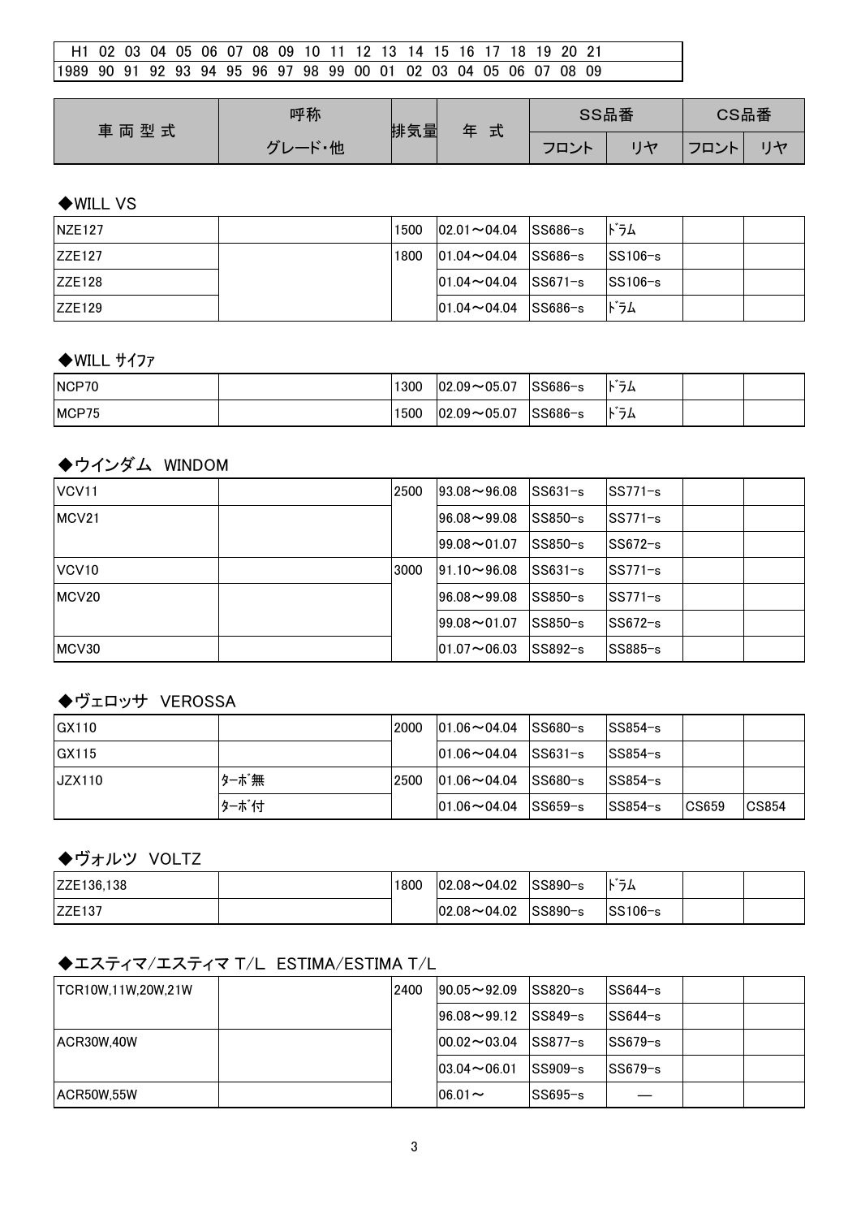| H1 02 03 04 05 06 07 08 09 10 11 12 13 14 15 16 17 18 19 20 21 |
|---|
| 1989 90 91 92 93 94 95 96 97 98 99 00 01 02 03 04 05 06 07 08 09 |

| 車両型式 | 呼称 グレード・他 | 排気量 | 年式 | SS品番 | | CS品番 | |
|---|---|---|---|---|---|---|---|
| | | | | フロント | リヤ | フロント | リヤ |

### ◆WILL VS

| 車両型式 | 呼称 グレード・他 | 排気量 | 年式 | SS品番 フロント | SS品番 リヤ | CS品番 フロント | CS品番 リヤ |
|---|---|---|---|---|---|---|---|
| NZE127 | | 1500 | 02.01～04.04 | SS686-s | ﾄﾞﾗﾑ | | |
| ZZE127 | | 1800 | 01.04～04.04 | SS686-s | SS106-s | | |
| ZZE128 | | | 01.04～04.04 | SS671-s | SS106-s | | |
| ZZE129 | | | 01.04～04.04 | SS686-s | ﾄﾞﾗﾑ | | |

### ◆WILL ｻｲﾌｧ

| 車両型式 | 呼称 グレード・他 | 排気量 | 年式 | SS品番 フロント | SS品番 リヤ | CS品番 フロント | CS品番 リヤ |
|---|---|---|---|---|---|---|---|
| NCP70 | | 1300 | 02.09～05.07 | SS686-s | ﾄﾞﾗﾑ | | |
| MCP75 | | 1500 | 02.09～05.07 | SS686-s | ﾄﾞﾗﾑ | | |

### ◆ウインダム WINDOM

| 車両型式 | 呼称 グレード・他 | 排気量 | 年式 | SS品番 フロント | SS品番 リヤ | CS品番 フロント | CS品番 リヤ |
|---|---|---|---|---|---|---|---|
| VCV11 | | 2500 | 93.08～96.08 | SS631-s | SS771-s | | |
| MCV21 | | | 96.08～99.08 | SS850-s | SS771-s | | |
| | | | 99.08～01.07 | SS850-s | SS672-s | | |
| VCV10 | | 3000 | 91.10～96.08 | SS631-s | SS771-s | | |
| MCV20 | | | 96.08～99.08 | SS850-s | SS771-s | | |
| | | | 99.08～01.07 | SS850-s | SS672-s | | |
| MCV30 | | | 01.07～06.03 | SS892-s | SS885-s | | |

### ◆ヴェロッサ VEROSSA

| 車両型式 | 呼称 グレード・他 | 排気量 | 年式 | SS品番 フロント | SS品番 リヤ | CS品番 フロント | CS品番 リヤ |
|---|---|---|---|---|---|---|---|
| GX110 | | 2000 | 01.06～04.04 | SS680-s | SS854-s | | |
| GX115 | | | 01.06～04.04 | SS631-s | SS854-s | | |
| JZX110 | ﾀｰﾎﾞ無 | 2500 | 01.06～04.04 | SS680-s | SS854-s | | |
| | ﾀｰﾎﾞ付 | | 01.06～04.04 | SS659-s | SS854-s | CS659 | CS854 |

### ◆ヴォルツ VOLTZ

| 車両型式 | 呼称 グレード・他 | 排気量 | 年式 | SS品番 フロント | SS品番 リヤ | CS品番 フロント | CS品番 リヤ |
|---|---|---|---|---|---|---|---|
| ZZE136,138 | | 1800 | 02.08～04.02 | SS890-s | ﾄﾞﾗﾑ | | |
| ZZE137 | | | 02.08～04.02 | SS890-s | SS106-s | | |

### ◆エスティマ/エスティマ T/L ESTIMA/ESTIMA T/L

| 車両型式 | 呼称 グレード・他 | 排気量 | 年式 | SS品番 フロント | SS品番 リヤ | CS品番 フロント | CS品番 リヤ |
|---|---|---|---|---|---|---|---|
| TCR10W,11W,20W,21W | | 2400 | 90.05～92.09 | SS820-s | SS644-s | | |
| | | | 96.08～99.12 | SS849-s | SS644-s | | |
| ACR30W,40W | | | 00.02～03.04 | SS877-s | SS679-s | | |
| | | | 03.04～06.01 | SS909-s | SS679-s | | |
| ACR50W,55W | | | 06.01～ | SS695-s | — | | |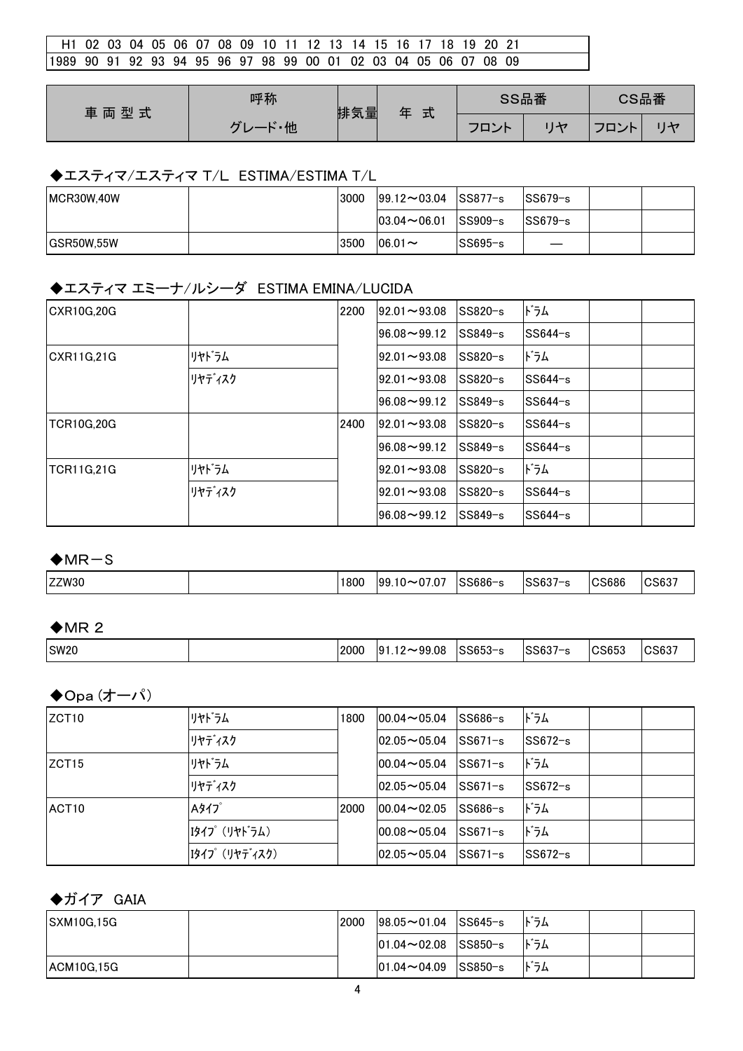| H1 | 02 | 03 | 04 | 05 | 06 | 07 | 08 | 09 | 10 | 11 | 12 | 13 | 14 | 15 | 16 | 17 | 18 | 19 | 20 | 21 |
|---|---|---|---|---|---|---|---|---|---|---|---|---|---|---|---|---|---|---|---|---|
| 1989 | 90 | 91 | 92 | 93 | 94 | 95 | 96 | 97 | 98 | 99 | 00 | 01 | 02 | 03 | 04 | 05 | 06 | 07 | 08 | 09 |

| 車両型式 | 呼称 | 排気量 | 年 式 | SS品番 | | CS品番 | |
|---|---|---|---|---|---|---|---|
| | グレード・他 | | | フロント | リヤ | フロント | リヤ |

### ◆エスティマ/エスティマ T/L　ESTIMA/ESTIMA T/L

| 車両型式 | グレード・他 | 排気量 | 年式 | SS フロント | SS リヤ | CS フロント | CS リヤ |
|---|---|---|---|---|---|---|---|
| MCR30W,40W | | 3000 | 99.12～03.04 | SS877-s | SS679-s | | |
| | | | 03.04～06.01 | SS909-s | SS679-s | | |
| GSR50W,55W | | 3500 | 06.01～ | SS695-s | — | | |

### ◆エスティマ エミーナ/ルシーダ　ESTIMA EMINA/LUCIDA

| 車両型式 | グレード・他 | 排気量 | 年式 | SS フロント | SS リヤ | CS フロント | CS リヤ |
|---|---|---|---|---|---|---|---|
| CXR10G,20G | | 2200 | 92.01～93.08 | SS820-s | ﾄﾞﾗﾑ | | |
| | | | 96.08～99.12 | SS849-s | SS644-s | | |
| CXR11G,21G | ﾘﾔﾄﾞﾗﾑ | | 92.01～93.08 | SS820-s | ﾄﾞﾗﾑ | | |
| | ﾘﾔﾃﾞｨｽｸ | | 92.01～93.08 | SS820-s | SS644-s | | |
| | | | 96.08～99.12 | SS849-s | SS644-s | | |
| TCR10G,20G | | 2400 | 92.01～93.08 | SS820-s | SS644-s | | |
| | | | 96.08～99.12 | SS849-s | SS644-s | | |
| TCR11G,21G | ﾘﾔﾄﾞﾗﾑ | | 92.01～93.08 | SS820-s | ﾄﾞﾗﾑ | | |
| | ﾘﾔﾃﾞｨｽｸ | | 92.01～93.08 | SS820-s | SS644-s | | |
| | | | 96.08～99.12 | SS849-s | SS644-s | | |

### ◆MR－S

| 車両型式 | グレード・他 | 排気量 | 年式 | SS フロント | SS リヤ | CS フロント | CS リヤ |
|---|---|---|---|---|---|---|---|
| ZZW30 | | 1800 | 99.10～07.07 | SS686-s | SS637-s | CS686 | CS637 |

### ◆MR 2

| 車両型式 | グレード・他 | 排気量 | 年式 | SS フロント | SS リヤ | CS フロント | CS リヤ |
|---|---|---|---|---|---|---|---|
| SW20 | | 2000 | 91.12～99.08 | SS653-s | SS637-s | CS653 | CS637 |

### ◆Opa (オーパ)

| 車両型式 | グレード・他 | 排気量 | 年式 | SS フロント | SS リヤ | CS フロント | CS リヤ |
|---|---|---|---|---|---|---|---|
| ZCT10 | ﾘﾔﾄﾞﾗﾑ | 1800 | 00.04～05.04 | SS686-s | ﾄﾞﾗﾑ | | |
| | ﾘﾔﾃﾞｨｽｸ | | 02.05～05.04 | SS671-s | SS672-s | | |
| ZCT15 | ﾘﾔﾄﾞﾗﾑ | | 00.04～05.04 | SS671-s | ﾄﾞﾗﾑ | | |
| | ﾘﾔﾃﾞｨｽｸ | | 02.05～05.04 | SS671-s | SS672-s | | |
| ACT10 | Aﾀｲﾌﾟ | 2000 | 00.04～02.05 | SS686-s | ﾄﾞﾗﾑ | | |
| | Iﾀｲﾌﾟ（ﾘﾔﾄﾞﾗﾑ） | | 00.08～05.04 | SS671-s | ﾄﾞﾗﾑ | | |
| | Iﾀｲﾌﾟ（ﾘﾔﾃﾞｨｽｸ） | | 02.05～05.04 | SS671-s | SS672-s | | |

### ◆ガイア　GAIA

| 車両型式 | グレード・他 | 排気量 | 年式 | SS フロント | SS リヤ | CS フロント | CS リヤ |
|---|---|---|---|---|---|---|---|
| SXM10G,15G | | 2000 | 98.05～01.04 | SS645-s | ﾄﾞﾗﾑ | | |
| | | | 01.04～02.08 | SS850-s | ﾄﾞﾗﾑ | | |
| ACM10G,15G | | | 01.04～04.09 | SS850-s | ﾄﾞﾗﾑ | | |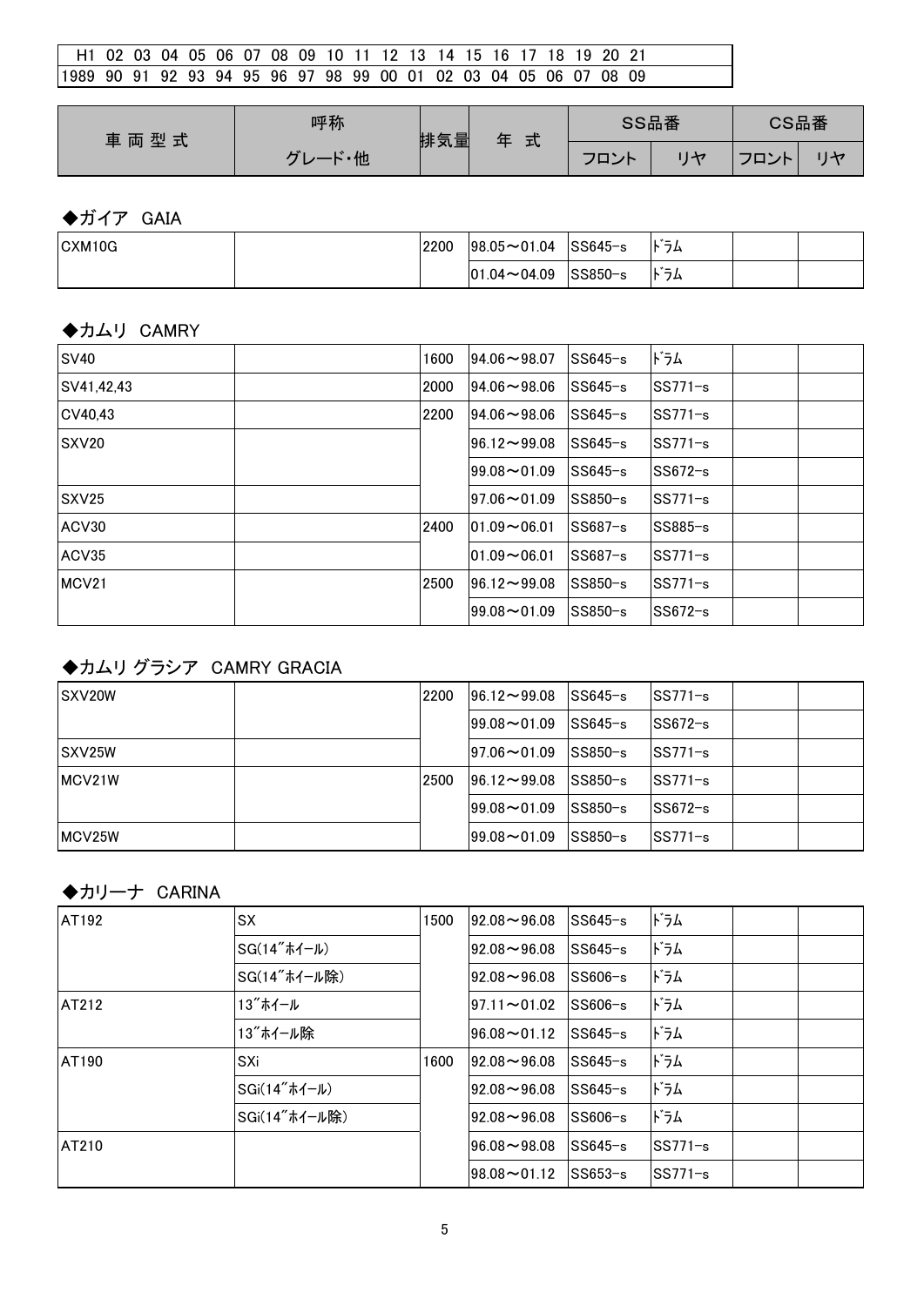| H1 | 02 | 03 | 04 | 05 | 06 | 07 | 08 | 09 | 10 | 11 | 12 | 13 | 14 | 15 | 16 | 17 | 18 | 19 | 20 | 21 |
|---|---|---|---|---|---|---|---|---|---|---|---|---|---|---|---|---|---|---|---|---|
| 1989 | 90 | 91 | 92 | 93 | 94 | 95 | 96 | 97 | 98 | 99 | 00 | 01 | 02 | 03 | 04 | 05 | 06 | 07 | 08 | 09 |

| 車両型式 | 呼称 | 排気量 | 年式 | SS品番 | | CS品番 | |
|---|---|---|---|---|---|---|---|
| | グレード・他 | | | フロント | リヤ | フロント | リヤ |

### ◆ガイア GAIA

| 車両型式 | グレード・他 | 排気量 | 年式 | SSフロント | SSリヤ | CSフロント | CSリヤ |
|---|---|---|---|---|---|---|---|
| CXM10G | | 2200 | 98.05～01.04 | SS645-s | ﾄﾞﾗﾑ | | |
| | | | 01.04～04.09 | SS850-s | ﾄﾞﾗﾑ | | |

### ◆カムリ CAMRY

| 車両型式 | グレード・他 | 排気量 | 年式 | SSフロント | SSリヤ | CSフロント | CSリヤ |
|---|---|---|---|---|---|---|---|
| SV40 | | 1600 | 94.06～98.07 | SS645-s | ﾄﾞﾗﾑ | | |
| SV41,42,43 | | 2000 | 94.06～98.06 | SS645-s | SS771-s | | |
| CV40,43 | | 2200 | 94.06～98.06 | SS645-s | SS771-s | | |
| SXV20 | | | 96.12～99.08 | SS645-s | SS771-s | | |
| | | | 99.08～01.09 | SS645-s | SS672-s | | |
| SXV25 | | | 97.06～01.09 | SS850-s | SS771-s | | |
| ACV30 | | 2400 | 01.09～06.01 | SS687-s | SS885-s | | |
| ACV35 | | | 01.09～06.01 | SS687-s | SS771-s | | |
| MCV21 | | 2500 | 96.12～99.08 | SS850-s | SS771-s | | |
| | | | 99.08～01.09 | SS850-s | SS672-s | | |

### ◆カムリ グラシア CAMRY GRACIA

| 車両型式 | グレード・他 | 排気量 | 年式 | SSフロント | SSリヤ | CSフロント | CSリヤ |
|---|---|---|---|---|---|---|---|
| SXV20W | | 2200 | 96.12～99.08 | SS645-s | SS771-s | | |
| | | | 99.08～01.09 | SS645-s | SS672-s | | |
| SXV25W | | | 97.06～01.09 | SS850-s | SS771-s | | |
| MCV21W | | 2500 | 96.12～99.08 | SS850-s | SS771-s | | |
| | | | 99.08～01.09 | SS850-s | SS672-s | | |
| MCV25W | | | 99.08～01.09 | SS850-s | SS771-s | | |

### ◆カリーナ CARINA

| 車両型式 | グレード・他 | 排気量 | 年式 | SSフロント | SSリヤ | CSフロント | CSリヤ |
|---|---|---|---|---|---|---|---|
| AT192 | SX | 1500 | 92.08～96.08 | SS645-s | ﾄﾞﾗﾑ | | |
| | SG(14″ﾎｲｰﾙ) | | 92.08～96.08 | SS645-s | ﾄﾞﾗﾑ | | |
| | SG(14″ﾎｲｰﾙ除) | | 92.08～96.08 | SS606-s | ﾄﾞﾗﾑ | | |
| AT212 | 13″ﾎｲｰﾙ | | 97.11～01.02 | SS606-s | ﾄﾞﾗﾑ | | |
| | 13″ﾎｲｰﾙ除 | | 96.08～01.12 | SS645-s | ﾄﾞﾗﾑ | | |
| AT190 | SXi | 1600 | 92.08～96.08 | SS645-s | ﾄﾞﾗﾑ | | |
| | SGi(14″ﾎｲｰﾙ) | | 92.08～96.08 | SS645-s | ﾄﾞﾗﾑ | | |
| | SGi(14″ﾎｲｰﾙ除) | | 92.08～96.08 | SS606-s | ﾄﾞﾗﾑ | | |
| AT210 | | | 96.08～98.08 | SS645-s | SS771-s | | |
| | | | 98.08～01.12 | SS653-s | SS771-s | | |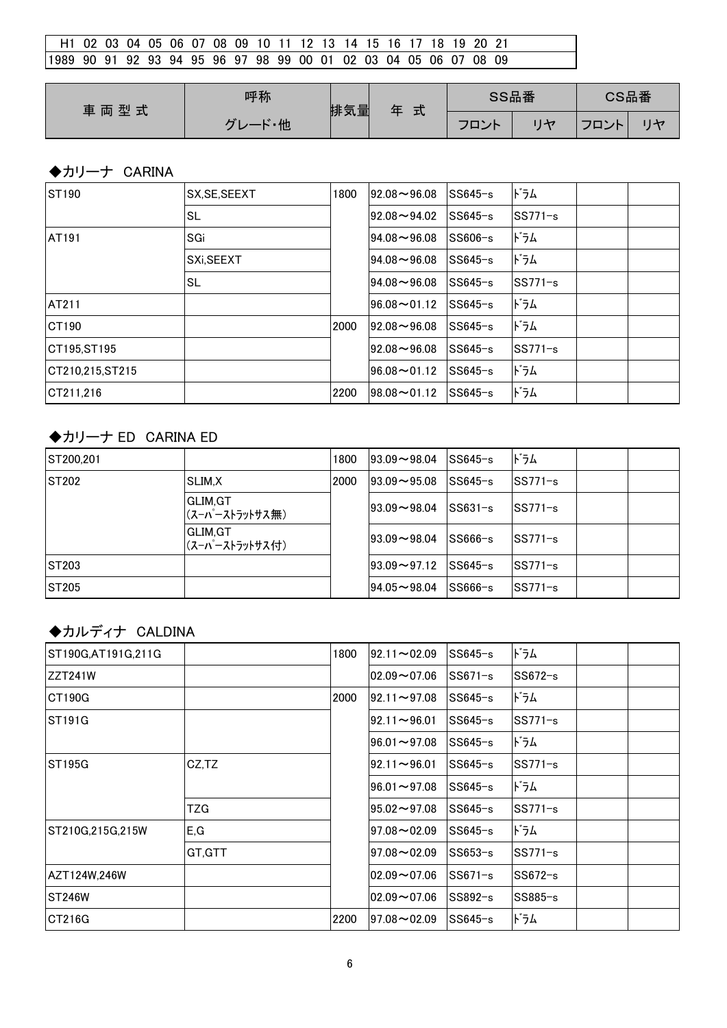| H1 | 02 | 03 | 04 | 05 | 06 | 07 | 08 | 09 | 10 | 11 | 12 | 13 | 14 | 15 | 16 | 17 | 18 | 19 | 20 | 21 |
|---|---|---|---|---|---|---|---|---|---|---|---|---|---|---|---|---|---|---|---|---|
| 1989 | 90 | 91 | 92 | 93 | 94 | 95 | 96 | 97 | 98 | 99 | 00 | 01 | 02 | 03 | 04 | 05 | 06 | 07 | 08 | 09 |

### ◆カリーナ CARINA

| 車両型式 | 呼称 グレード・他 | 排気量 | 年式 | SS品番 フロント | SS品番 リヤ | CS品番 フロント | CS品番 リヤ |
|---|---|---|---|---|---|---|---|
| ST190 | SX,SE,SEEXT | 1800 | 92.08～96.08 | SS645-s | ﾄﾞﾗﾑ | | |
| | SL | | 92.08～94.02 | SS645-s | SS771-s | | |
| AT191 | SGi | | 94.08～96.08 | SS606-s | ﾄﾞﾗﾑ | | |
| | SXi,SEEXT | | 94.08～96.08 | SS645-s | ﾄﾞﾗﾑ | | |
| | SL | | 94.08～96.08 | SS645-s | SS771-s | | |
| AT211 | | | 96.08～01.12 | SS645-s | ﾄﾞﾗﾑ | | |
| CT190 | | 2000 | 92.08～96.08 | SS645-s | ﾄﾞﾗﾑ | | |
| CT195,ST195 | | | 92.08～96.08 | SS645-s | SS771-s | | |
| CT210,215,ST215 | | | 96.08～01.12 | SS645-s | ﾄﾞﾗﾑ | | |
| CT211,216 | | 2200 | 98.08～01.12 | SS645-s | ﾄﾞﾗﾑ | | |

### ◆カリーナ ED CARINA ED

| 車両型式 | 呼称 グレード・他 | 排気量 | 年式 | SS品番 フロント | SS品番 リヤ | CS品番 フロント | CS品番 リヤ |
|---|---|---|---|---|---|---|---|
| ST200,201 | | 1800 | 93.09～98.04 | SS645-s | ﾄﾞﾗﾑ | | |
| ST202 | SLIM,X | 2000 | 93.09～95.08 | SS645-s | SS771-s | | |
| | GLIM,GT (ｽｰﾊﾟｰｽﾄﾗｯﾄｻｽ無) | | 93.09～98.04 | SS631-s | SS771-s | | |
| | GLIM,GT (ｽｰﾊﾟｰｽﾄﾗｯﾄｻｽ付) | | 93.09～98.04 | SS666-s | SS771-s | | |
| ST203 | | | 93.09～97.12 | SS645-s | SS771-s | | |
| ST205 | | | 94.05～98.04 | SS666-s | SS771-s | | |

### ◆カルディナ CALDINA

| 車両型式 | 呼称 グレード・他 | 排気量 | 年式 | SS品番 フロント | SS品番 リヤ | CS品番 フロント | CS品番 リヤ |
|---|---|---|---|---|---|---|---|
| ST190G,AT191G,211G | | 1800 | 92.11～02.09 | SS645-s | ﾄﾞﾗﾑ | | |
| ZZT241W | | | 02.09～07.06 | SS671-s | SS672-s | | |
| CT190G | | 2000 | 92.11～97.08 | SS645-s | ﾄﾞﾗﾑ | | |
| ST191G | | | 92.11～96.01 | SS645-s | SS771-s | | |
| | | | 96.01～97.08 | SS645-s | ﾄﾞﾗﾑ | | |
| ST195G | CZ,TZ | | 92.11～96.01 | SS645-s | SS771-s | | |
| | | | 96.01～97.08 | SS645-s | ﾄﾞﾗﾑ | | |
| | TZG | | 95.02～97.08 | SS645-s | SS771-s | | |
| ST210G,215G,215W | E,G | | 97.08～02.09 | SS645-s | ﾄﾞﾗﾑ | | |
| | GT,GTT | | 97.08～02.09 | SS653-s | SS771-s | | |
| AZT124W,246W | | | 02.09～07.06 | SS671-s | SS672-s | | |
| ST246W | | | 02.09～07.06 | SS892-s | SS885-s | | |
| CT216G | | 2200 | 97.08～02.09 | SS645-s | ﾄﾞﾗﾑ | | |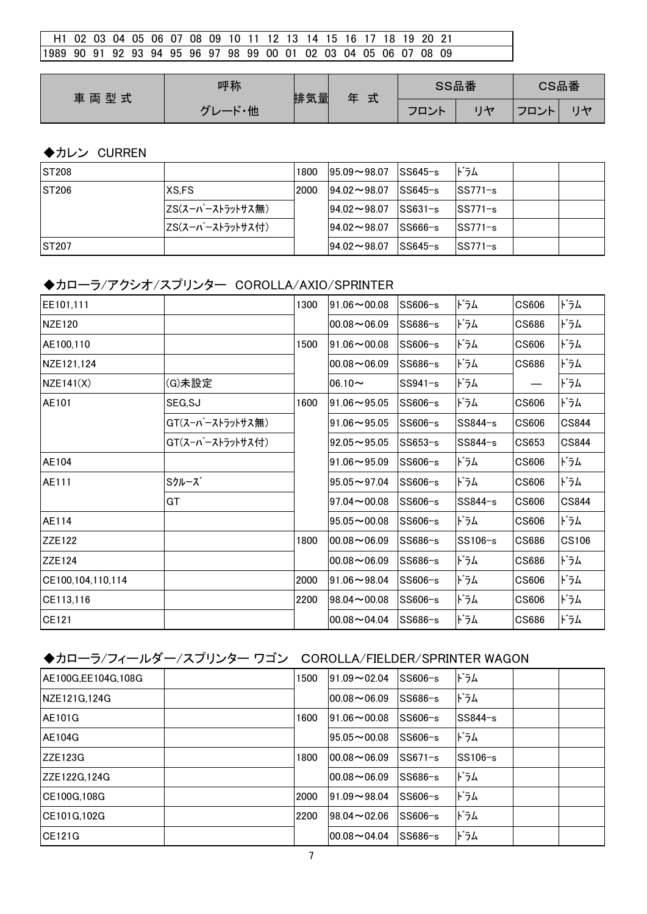| H1 | 02 | 03 | 04 | 05 | 06 | 07 | 08 | 09 | 10 | 11 | 12 | 13 | 14 | 15 | 16 | 17 | 18 | 19 | 20 | 21 |
|---|---|---|---|---|---|---|---|---|---|---|---|---|---|---|---|---|---|---|---|---|
| 1989 | 90 | 91 | 92 | 93 | 94 | 95 | 96 | 97 | 98 | 99 | 00 | 01 | 02 | 03 | 04 | 05 | 06 | 07 | 08 | 09 |

### ◆カレン　CURREN

| 車両型式 | 呼称 グレード・他 | 排気量 | 年式 | SS品番 フロント | SS品番 リヤ | CS品番 フロント | CS品番 リヤ |
|---|---|---|---|---|---|---|---|
| ST208 | | 1800 | 95.09～98.07 | SS645-s | ドラム | | |
| ST206 | XS,FS | 2000 | 94.02～98.07 | SS645-s | SS771-s | | |
| | ZS(スーパーストラットサス無) | | 94.02～98.07 | SS631-s | SS771-s | | |
| | ZS(スーパーストラットサス付) | | 94.02～98.07 | SS666-s | SS771-s | | |
| ST207 | | | 94.02～98.07 | SS645-s | SS771-s | | |

### ◆カローラ/アクシオ/スプリンター　COROLLA/AXIO/SPRINTER

| 車両型式 | 呼称 グレード・他 | 排気量 | 年式 | SS品番 フロント | SS品番 リヤ | CS品番 フロント | CS品番 リヤ |
|---|---|---|---|---|---|---|---|
| EE101,111 | | 1300 | 91.06～00.08 | SS606-s | ドラム | CS606 | ドラム |
| NZE120 | | | 00.08～06.09 | SS686-s | ドラム | CS686 | ドラム |
| AE100,110 | | 1500 | 91.06～00.08 | SS606-s | ドラム | CS606 | ドラム |
| NZE121,124 | | | 00.08～06.09 | SS686-s | ドラム | CS686 | ドラム |
| NZE141(X) | (G)未設定 | | 06.10～ | SS941-s | ドラム | — | ドラム |
| AE101 | SEG,SJ | 1600 | 91.06～95.05 | SS606-s | ドラム | CS606 | ドラム |
| | GT(スーパーストラットサス無) | | 91.06～95.05 | SS606-s | SS844-s | CS606 | CS844 |
| | GT(スーパーストラットサス付) | | 92.05～95.05 | SS653-s | SS844-s | CS653 | CS844 |
| AE104 | | | 91.06～95.09 | SS606-s | ドラム | CS606 | ドラム |
| AE111 | Sクルーズ | | 95.05～97.04 | SS606-s | ドラム | CS606 | ドラム |
| | GT | | 97.04～00.08 | SS606-s | SS844-s | CS606 | CS844 |
| AE114 | | | 95.05～00.08 | SS606-s | ドラム | CS606 | ドラム |
| ZZE122 | | 1800 | 00.08～06.09 | SS686-s | SS106-s | CS686 | CS106 |
| ZZE124 | | | 00.08～06.09 | SS686-s | ドラム | CS686 | ドラム |
| CE100,104,110,114 | | 2000 | 91.06～98.04 | SS606-s | ドラム | CS606 | ドラム |
| CE113,116 | | 2200 | 98.04～00.08 | SS606-s | ドラム | CS606 | ドラム |
| CE121 | | | 00.08～04.04 | SS686-s | ドラム | CS686 | ドラム |

### ◆カローラ/フィールダー/スプリンター ワゴン　COROLLA/FIELDER/SPRINTER WAGON

| 車両型式 | 呼称 グレード・他 | 排気量 | 年式 | SS品番 フロント | SS品番 リヤ | CS品番 フロント | CS品番 リヤ |
|---|---|---|---|---|---|---|---|
| AE100G,EE104G,108G | | 1500 | 91.09～02.04 | SS606-s | ドラム | | |
| NZE121G,124G | | | 00.08～06.09 | SS686-s | ドラム | | |
| AE101G | | 1600 | 91.06～00.08 | SS606-s | SS844-s | | |
| AE104G | | | 95.05～00.08 | SS606-s | ドラム | | |
| ZZE123G | | 1800 | 00.08～06.09 | SS671-s | SS106-s | | |
| ZZE122G,124G | | | 00.08～06.09 | SS686-s | ドラム | | |
| CE100G,108G | | 2000 | 91.09～98.04 | SS606-s | ドラム | | |
| CE101G,102G | | 2200 | 98.04～02.06 | SS606-s | ドラム | | |
| CE121G | | | 00.08～04.04 | SS686-s | ドラム | | |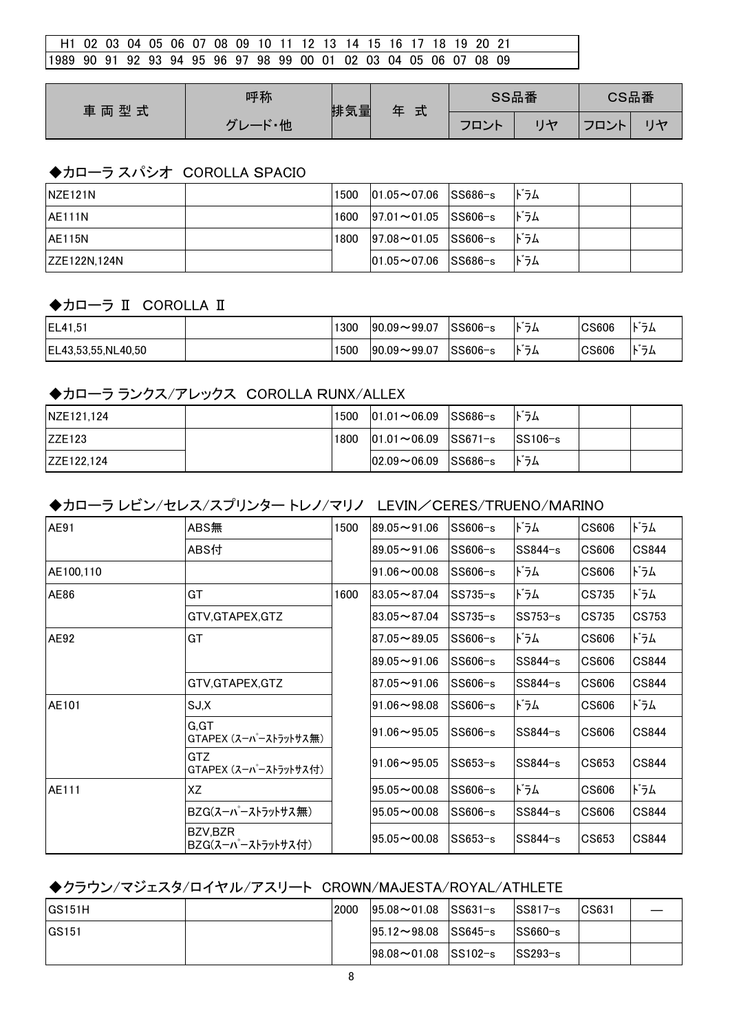| H1 | 02 | 03 | 04 | 05 | 06 | 07 | 08 | 09 | 10 | 11 | 12 | 13 | 14 | 15 | 16 | 17 | 18 | 19 | 20 | 21 |
| --- | --- | --- | --- | --- | --- | --- | --- | --- | --- | --- | --- | --- | --- | --- | --- | --- | --- | --- | --- | --- |
| 1989 | 90 | 91 | 92 | 93 | 94 | 95 | 96 | 97 | 98 | 99 | 00 | 01 | 02 | 03 | 04 | 05 | 06 | 07 | 08 | 09 |

| 車両型式 | 呼称 | 排気量 | 年式 | SS品番 | | CS品番 | |
| --- | --- | --- | --- | --- | --- | --- | --- |
| | グレード・他 | | | フロント | リヤ | フロント | リヤ |

### ◆カローラ スパシオ　COROLLA SPACIO

| 車両型式 | グレード・他 | 排気量 | 年式 | SS フロント | SS リヤ | CS フロント | CS リヤ |
| --- | --- | --- | --- | --- | --- | --- | --- |
| NZE121N | | 1500 | 01.05～07.06 | SS686-s | ﾄﾞﾗﾑ | | |
| AE111N | | 1600 | 97.01～01.05 | SS606-s | ﾄﾞﾗﾑ | | |
| AE115N | | 1800 | 97.08～01.05 | SS606-s | ﾄﾞﾗﾑ | | |
| ZZE122N,124N | | | 01.05～07.06 | SS686-s | ﾄﾞﾗﾑ | | |

### ◆カローラ Ⅱ　COROLLA Ⅱ

| 車両型式 | グレード・他 | 排気量 | 年式 | SS フロント | SS リヤ | CS フロント | CS リヤ |
| --- | --- | --- | --- | --- | --- | --- | --- |
| EL41,51 | | 1300 | 90.09～99.07 | SS606-s | ﾄﾞﾗﾑ | CS606 | ﾄﾞﾗﾑ |
| EL43,53,55,NL40,50 | | 1500 | 90.09～99.07 | SS606-s | ﾄﾞﾗﾑ | CS606 | ﾄﾞﾗﾑ |

### ◆カローラ ランクス/アレックス　COROLLA RUNX/ALLEX

| 車両型式 | グレード・他 | 排気量 | 年式 | SS フロント | SS リヤ | CS フロント | CS リヤ |
| --- | --- | --- | --- | --- | --- | --- | --- |
| NZE121,124 | | 1500 | 01.01～06.09 | SS686-s | ﾄﾞﾗﾑ | | |
| ZZE123 | | 1800 | 01.01～06.09 | SS671-s | SS106-s | | |
| ZZE122,124 | | | 02.09～06.09 | SS686-s | ﾄﾞﾗﾑ | | |

### ◆カローラ レビン/セレス/スプリンター トレノ/マリノ　LEVIN／CERES/TRUENO/MARINO

| 車両型式 | グレード・他 | 排気量 | 年式 | SS フロント | SS リヤ | CS フロント | CS リヤ |
| --- | --- | --- | --- | --- | --- | --- | --- |
| AE91 | ABS無 | 1500 | 89.05～91.06 | SS606-s | ﾄﾞﾗﾑ | CS606 | ﾄﾞﾗﾑ |
| | ABS付 | | 89.05～91.06 | SS606-s | SS844-s | CS606 | CS844 |
| AE100,110 | | | 91.06～00.08 | SS606-s | ﾄﾞﾗﾑ | CS606 | ﾄﾞﾗﾑ |
| AE86 | GT | 1600 | 83.05～87.04 | SS735-s | ﾄﾞﾗﾑ | CS735 | ﾄﾞﾗﾑ |
| | GTV,GTAPEX,GTZ | | 83.05～87.04 | SS735-s | SS753-s | CS735 | CS753 |
| AE92 | GT | | 87.05～89.05 | SS606-s | ﾄﾞﾗﾑ | CS606 | ﾄﾞﾗﾑ |
| | | | 89.05～91.06 | SS606-s | SS844-s | CS606 | CS844 |
| | GTV,GTAPEX,GTZ | | 87.05～91.06 | SS606-s | SS844-s | CS606 | CS844 |
| AE101 | SJ,X | | 91.06～98.08 | SS606-s | ﾄﾞﾗﾑ | CS606 | ﾄﾞﾗﾑ |
| | G,GT GTAPEX (ｽｰﾊﾟｰｽﾄﾗｯﾄｻｽ無) | | 91.06～95.05 | SS606-s | SS844-s | CS606 | CS844 |
| | GTZ GTAPEX (ｽｰﾊﾟｰｽﾄﾗｯﾄｻｽ付) | | 91.06～95.05 | SS653-s | SS844-s | CS653 | CS844 |
| AE111 | XZ | | 95.05～00.08 | SS606-s | ﾄﾞﾗﾑ | CS606 | ﾄﾞﾗﾑ |
| | BZG(ｽｰﾊﾟｰｽﾄﾗｯﾄｻｽ無) | | 95.05～00.08 | SS606-s | SS844-s | CS606 | CS844 |
| | BZV,BZR BZG(ｽｰﾊﾟｰｽﾄﾗｯﾄｻｽ付) | | 95.05～00.08 | SS653-s | SS844-s | CS653 | CS844 |

### ◆クラウン/マジェスタ/ロイヤル/アスリート　CROWN/MAJESTA/ROYAL/ATHLETE

| 車両型式 | グレード・他 | 排気量 | 年式 | SS フロント | SS リヤ | CS フロント | CS リヤ |
| --- | --- | --- | --- | --- | --- | --- | --- |
| GS151H | | 2000 | 95.08～01.08 | SS631-s | SS817-s | CS631 | — |
| GS151 | | | 95.12～98.08 | SS645-s | SS660-s | | |
| | | | 98.08～01.08 | SS102-s | SS293-s | | |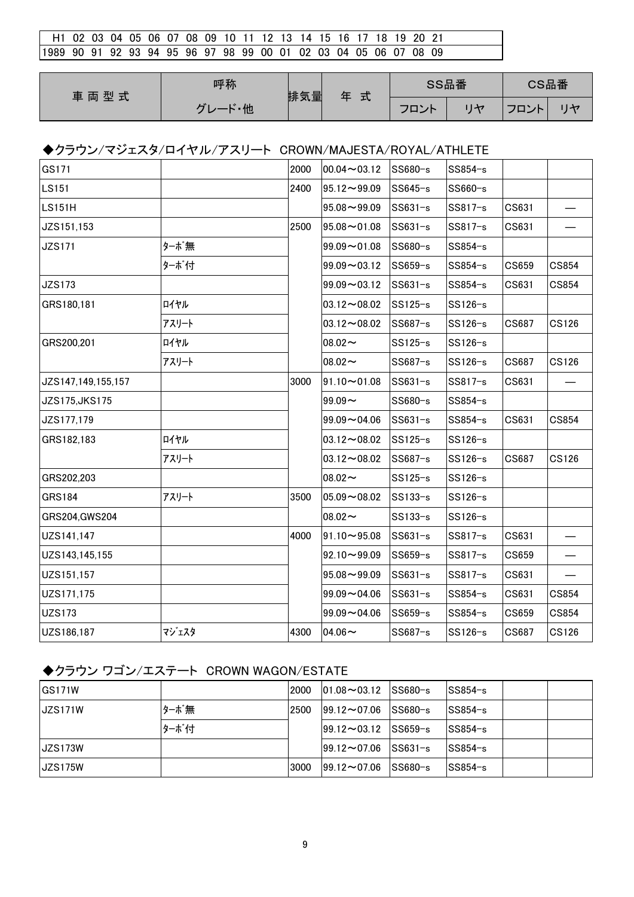| H1 | 02 | 03 | 04 | 05 | 06 | 07 | 08 | 09 | 10 | 11 | 12 | 13 | 14 | 15 | 16 | 17 | 18 | 19 | 20 | 21 |
|---|---|---|---|---|---|---|---|---|---|---|---|---|---|---|---|---|---|---|---|---|
| 1989 | 90 | 91 | 92 | 93 | 94 | 95 | 96 | 97 | 98 | 99 | 00 | 01 | 02 | 03 | 04 | 05 | 06 | 07 | 08 | 09 |

| 車 両 型 式 | 呼称 | 排気量 | 年 式 | SS品番 | | CS品番 | |
|---|---|---|---|---|---|---|---|
| | グレード・他 | | | フロント | リヤ | フロント | リヤ |

### ◆クラウン/マジェスタ/ロイヤル/アスリート CROWN/MAJESTA/ROYAL/ATHLETE

| 車両型式 | グレード・他 | 排気量 | 年式 | SSフロント | SSリヤ | CSフロント | CSリヤ |
|---|---|---|---|---|---|---|---|
| GS171 | | 2000 | 00.04～03.12 | SS680-s | SS854-s | | |
| LS151 | | 2400 | 95.12～99.09 | SS645-s | SS660-s | | |
| LS151H | | | 95.08～99.09 | SS631-s | SS817-s | CS631 | — |
| JZS151,153 | | 2500 | 95.08～01.08 | SS631-s | SS817-s | CS631 | — |
| JZS171 | ﾀｰﾎﾞ無 | | 99.09～01.08 | SS680-s | SS854-s | | |
| | ﾀｰﾎﾞ付 | | 99.09～03.12 | SS659-s | SS854-s | CS659 | CS854 |
| JZS173 | | | 99.09～03.12 | SS631-s | SS854-s | CS631 | CS854 |
| GRS180,181 | ﾛｲﾔﾙ | | 03.12～08.02 | SS125-s | SS126-s | | |
| | ｱｽﾘｰﾄ | | 03.12～08.02 | SS687-s | SS126-s | CS687 | CS126 |
| GRS200,201 | ﾛｲﾔﾙ | | 08.02～ | SS125-s | SS126-s | | |
| | ｱｽﾘｰﾄ | | 08.02～ | SS687-s | SS126-s | CS687 | CS126 |
| JZS147,149,155,157 | | 3000 | 91.10～01.08 | SS631-s | SS817-s | CS631 | — |
| JZS175,JKS175 | | | 99.09～ | SS680-s | SS854-s | | |
| JZS177,179 | | | 99.09～04.06 | SS631-s | SS854-s | CS631 | CS854 |
| GRS182,183 | ﾛｲﾔﾙ | | 03.12～08.02 | SS125-s | SS126-s | | |
| | ｱｽﾘｰﾄ | | 03.12～08.02 | SS687-s | SS126-s | CS687 | CS126 |
| GRS202,203 | | | 08.02～ | SS125-s | SS126-s | | |
| GRS184 | ｱｽﾘｰﾄ | 3500 | 05.09～08.02 | SS133-s | SS126-s | | |
| GRS204,GWS204 | | | 08.02～ | SS133-s | SS126-s | | |
| UZS141,147 | | 4000 | 91.10～95.08 | SS631-s | SS817-s | CS631 | — |
| UZS143,145,155 | | | 92.10～99.09 | SS659-s | SS817-s | CS659 | — |
| UZS151,157 | | | 95.08～99.09 | SS631-s | SS817-s | CS631 | — |
| UZS171,175 | | | 99.09～04.06 | SS631-s | SS854-s | CS631 | CS854 |
| UZS173 | | | 99.09～04.06 | SS659-s | SS854-s | CS659 | CS854 |
| UZS186,187 | ﾏｼﾞｪｽﾀ | 4300 | 04.06～ | SS687-s | SS126-s | CS687 | CS126 |

### ◆クラウン ワゴン/エステート CROWN WAGON/ESTATE

| 車両型式 | グレード・他 | 排気量 | 年式 | SSフロント | SSリヤ | CSフロント | CSリヤ |
|---|---|---|---|---|---|---|---|
| GS171W | | 2000 | 01.08～03.12 | SS680-s | SS854-s | | |
| JZS171W | ﾀｰﾎﾞ無 | 2500 | 99.12～07.06 | SS680-s | SS854-s | | |
| | ﾀｰﾎﾞ付 | | 99.12～03.12 | SS659-s | SS854-s | | |
| JZS173W | | | 99.12～07.06 | SS631-s | SS854-s | | |
| JZS175W | | 3000 | 99.12～07.06 | SS680-s | SS854-s | | |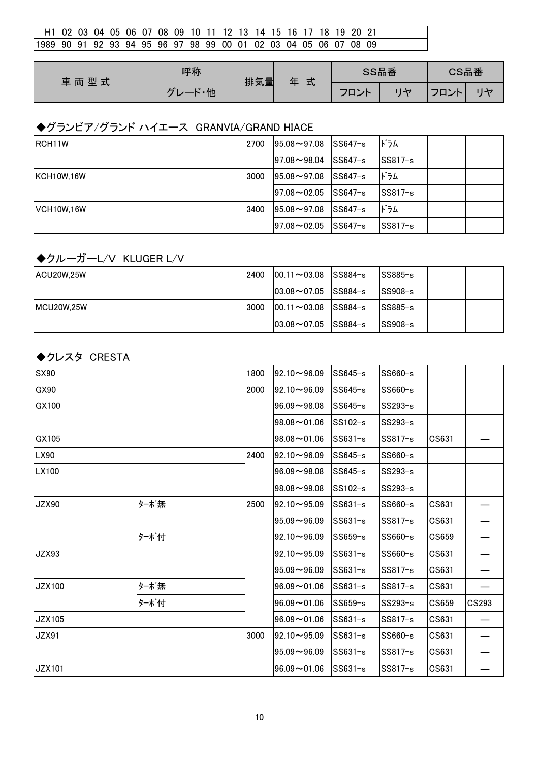| H1 | 02 | 03 | 04 | 05 | 06 | 07 | 08 | 09 | 10 | 11 | 12 | 13 | 14 | 15 | 16 | 17 | 18 | 19 | 20 | 21 |
|---|---|---|---|---|---|---|---|---|---|---|---|---|---|---|---|---|---|---|---|---|
| 1989 | 90 | 91 | 92 | 93 | 94 | 95 | 96 | 97 | 98 | 99 | 00 | 01 | 02 | 03 | 04 | 05 | 06 | 07 | 08 | 09 |

| 車両型式 | 呼称 グレード・他 | 排気量 | 年式 | SS品番 フロント | SS品番 リヤ | CS品番 フロント | CS品番 リヤ |
|---|---|---|---|---|---|---|---|

### ◆グランビア/グランド ハイエース　GRANVIA/GRAND HIACE

| 車両型式 | 呼称 グレード・他 | 排気量 | 年式 | SS品番 フロント | SS品番 リヤ | CS品番 フロント | CS品番 リヤ |
|---|---|---|---|---|---|---|---|
| RCH11W | | 2700 | 95.08～97.08 | SS647-s | ドラム | | |
| | | | 97.08～98.04 | SS647-s | SS817-s | | |
| KCH10W,16W | | 3000 | 95.08～97.08 | SS647-s | ドラム | | |
| | | | 97.08～02.05 | SS647-s | SS817-s | | |
| VCH10W,16W | | 3400 | 95.08～97.08 | SS647-s | ドラム | | |
| | | | 97.08～02.05 | SS647-s | SS817-s | | |

### ◆クルーガーL/V　KLUGER L/V

| 車両型式 | 呼称 グレード・他 | 排気量 | 年式 | SS品番 フロント | SS品番 リヤ | CS品番 フロント | CS品番 リヤ |
|---|---|---|---|---|---|---|---|
| ACU20W,25W | | 2400 | 00.11～03.08 | SS884-s | SS885-s | | |
| | | | 03.08～07.05 | SS884-s | SS908-s | | |
| MCU20W,25W | | 3000 | 00.11～03.08 | SS884-s | SS885-s | | |
| | | | 03.08～07.05 | SS884-s | SS908-s | | |

### ◆クレスタ　CRESTA

| 車両型式 | 呼称 グレード・他 | 排気量 | 年式 | SS品番 フロント | SS品番 リヤ | CS品番 フロント | CS品番 リヤ |
|---|---|---|---|---|---|---|---|
| SX90 | | 1800 | 92.10～96.09 | SS645-s | SS660-s | | |
| GX90 | | 2000 | 92.10～96.09 | SS645-s | SS660-s | | |
| GX100 | | | 96.09～98.08 | SS645-s | SS293-s | | |
| | | | 98.08～01.06 | SS102-s | SS293-s | | |
| GX105 | | | 98.08～01.06 | SS631-s | SS817-s | CS631 | — |
| LX90 | | 2400 | 92.10～96.09 | SS645-s | SS660-s | | |
| LX100 | | | 96.09～98.08 | SS645-s | SS293-s | | |
| | | | 98.08～99.08 | SS102-s | SS293-s | | |
| JZX90 | ターボ無 | 2500 | 92.10～95.09 | SS631-s | SS660-s | CS631 | — |
| | | | 95.09～96.09 | SS631-s | SS817-s | CS631 | — |
| | ターボ付 | | 92.10～96.09 | SS659-s | SS660-s | CS659 | — |
| JZX93 | | | 92.10～95.09 | SS631-s | SS660-s | CS631 | — |
| | | | 95.09～96.09 | SS631-s | SS817-s | CS631 | — |
| JZX100 | ターボ無 | | 96.09～01.06 | SS631-s | SS817-s | CS631 | — |
| | ターボ付 | | 96.09～01.06 | SS659-s | SS293-s | CS659 | CS293 |
| JZX105 | | | 96.09～01.06 | SS631-s | SS817-s | CS631 | — |
| JZX91 | | 3000 | 92.10～95.09 | SS631-s | SS660-s | CS631 | — |
| | | | 95.09～96.09 | SS631-s | SS817-s | CS631 | — |
| JZX101 | | | 96.09～01.06 | SS631-s | SS817-s | CS631 | — |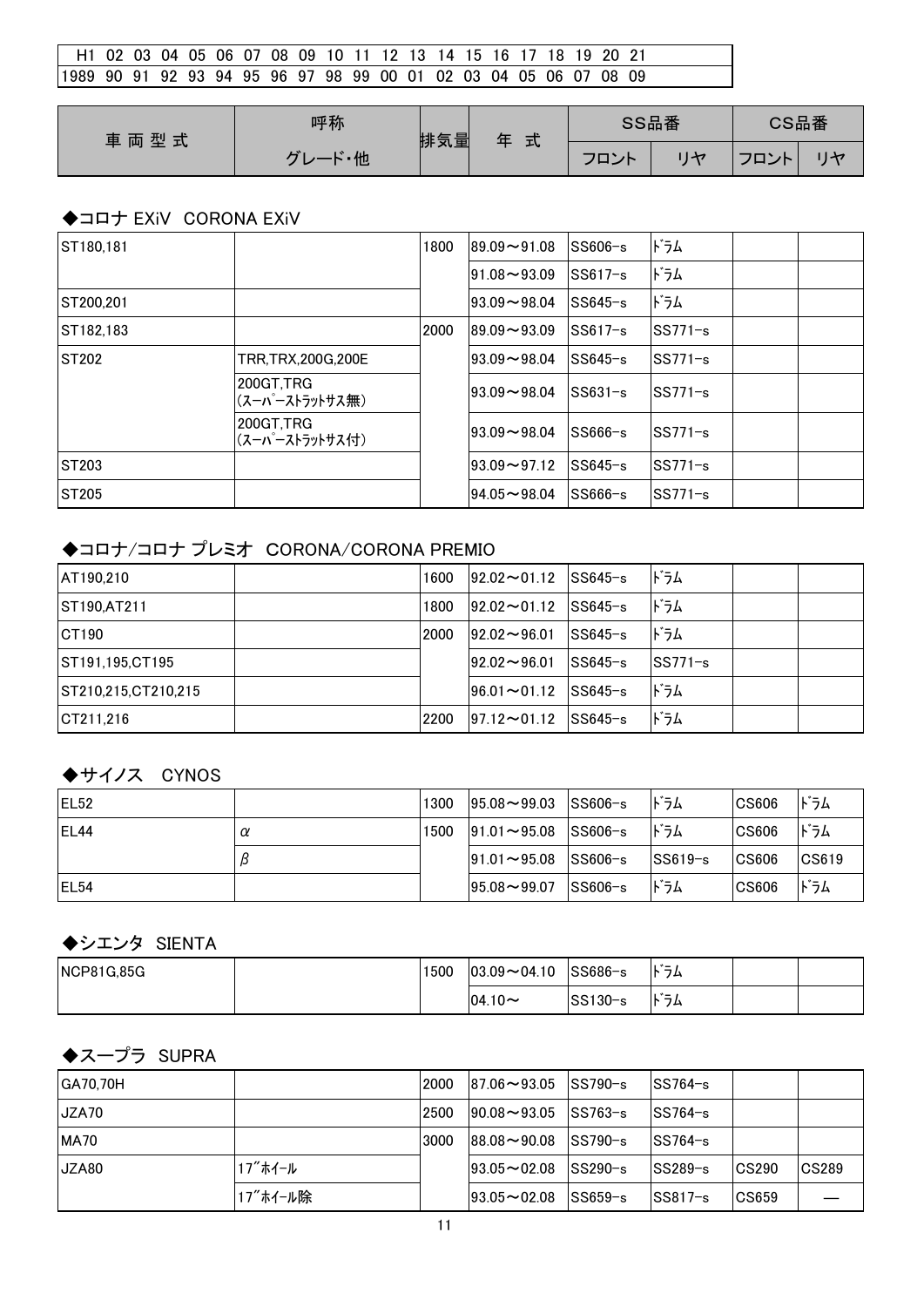| H1 | 02 | 03 | 04 | 05 | 06 | 07 | 08 | 09 | 10 | 11 | 12 | 13 | 14 | 15 | 16 | 17 | 18 | 19 | 20 | 21 |
|---|---|---|---|---|---|---|---|---|---|---|---|---|---|---|---|---|---|---|---|---|
| 1989 | 90 | 91 | 92 | 93 | 94 | 95 | 96 | 97 | 98 | 99 | 00 | 01 | 02 | 03 | 04 | 05 | 06 | 07 | 08 | 09 |

### ◆コロナ EXiV CORONA EXiV

| 車両型式 | 呼称 グレード・他 | 排気量 | 年式 | SS品番 フロント | SS品番 リヤ | CS品番 フロント | CS品番 リヤ |
|---|---|---|---|---|---|---|---|
| ST180,181 | | 1800 | 89.09～91.08 | SS606-s | ﾄﾞﾗﾑ | | |
| | | | 91.08～93.09 | SS617-s | ﾄﾞﾗﾑ | | |
| ST200,201 | | | 93.09～98.04 | SS645-s | ﾄﾞﾗﾑ | | |
| ST182,183 | | 2000 | 89.09～93.09 | SS617-s | SS771-s | | |
| ST202 | TRR,TRX,200G,200E | | 93.09～98.04 | SS645-s | SS771-s | | |
| | 200GT,TRG (ｽｰﾊﾟｰｽﾄﾗｯﾄｻｽ無) | | 93.09～98.04 | SS631-s | SS771-s | | |
| | 200GT,TRG (ｽｰﾊﾟｰｽﾄﾗｯﾄｻｽ付) | | 93.09～98.04 | SS666-s | SS771-s | | |
| ST203 | | | 93.09～97.12 | SS645-s | SS771-s | | |
| ST205 | | | 94.05～98.04 | SS666-s | SS771-s | | |

### ◆コロナ/コロナ プレミオ CORONA/CORONA PREMIO

| 車両型式 | 呼称 グレード・他 | 排気量 | 年式 | SS品番 フロント | SS品番 リヤ | CS品番 フロント | CS品番 リヤ |
|---|---|---|---|---|---|---|---|
| AT190,210 | | 1600 | 92.02～01.12 | SS645-s | ﾄﾞﾗﾑ | | |
| ST190,AT211 | | 1800 | 92.02～01.12 | SS645-s | ﾄﾞﾗﾑ | | |
| CT190 | | 2000 | 92.02～96.01 | SS645-s | ﾄﾞﾗﾑ | | |
| ST191,195,CT195 | | | 92.02～96.01 | SS645-s | SS771-s | | |
| ST210,215,CT210,215 | | | 96.01～01.12 | SS645-s | ﾄﾞﾗﾑ | | |
| CT211,216 | | 2200 | 97.12～01.12 | SS645-s | ﾄﾞﾗﾑ | | |

### ◆サイノス CYNOS

| 車両型式 | 呼称 グレード・他 | 排気量 | 年式 | SS品番 フロント | SS品番 リヤ | CS品番 フロント | CS品番 リヤ |
|---|---|---|---|---|---|---|---|
| EL52 | | 1300 | 95.08～99.03 | SS606-s | ﾄﾞﾗﾑ | CS606 | ﾄﾞﾗﾑ |
| EL44 | α | 1500 | 91.01～95.08 | SS606-s | ﾄﾞﾗﾑ | CS606 | ﾄﾞﾗﾑ |
| | β | | 91.01～95.08 | SS606-s | SS619-s | CS606 | CS619 |
| EL54 | | | 95.08～99.07 | SS606-s | ﾄﾞﾗﾑ | CS606 | ﾄﾞﾗﾑ |

### ◆シエンタ SIENTA

| 車両型式 | 呼称 グレード・他 | 排気量 | 年式 | SS品番 フロント | SS品番 リヤ | CS品番 フロント | CS品番 リヤ |
|---|---|---|---|---|---|---|---|
| NCP81G,85G | | 1500 | 03.09～04.10 | SS686-s | ﾄﾞﾗﾑ | | |
| | | | 04.10～ | SS130-s | ﾄﾞﾗﾑ | | |

### ◆スープラ SUPRA

| 車両型式 | 呼称 グレード・他 | 排気量 | 年式 | SS品番 フロント | SS品番 リヤ | CS品番 フロント | CS品番 リヤ |
|---|---|---|---|---|---|---|---|
| GA70,70H | | 2000 | 87.06～93.05 | SS790-s | SS764-s | | |
| JZA70 | | 2500 | 90.08～93.05 | SS763-s | SS764-s | | |
| MA70 | | 3000 | 88.08～90.08 | SS790-s | SS764-s | | |
| JZA80 | 17″ﾎｲｰﾙ | | 93.05～02.08 | SS290-s | SS289-s | CS290 | CS289 |
| | 17″ﾎｲｰﾙ除 | | 93.05～02.08 | SS659-s | SS817-s | CS659 | — |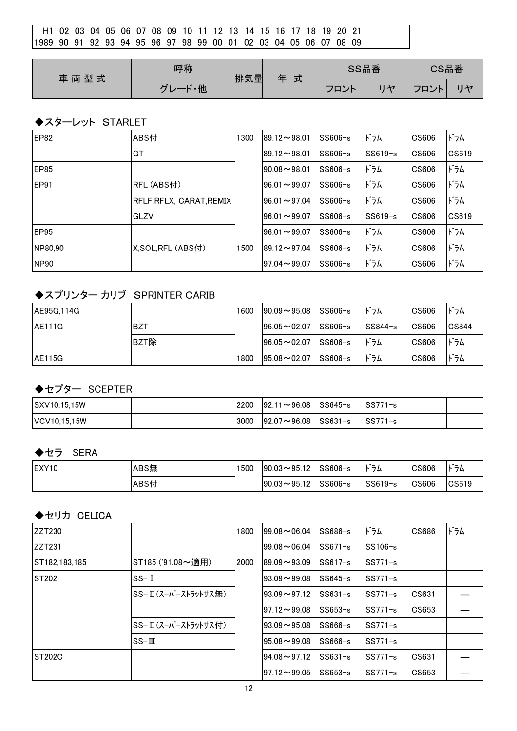| H1 | 02 | 03 | 04 | 05 | 06 | 07 | 08 | 09 | 10 | 11 | 12 | 13 | 14 | 15 | 16 | 17 | 18 | 19 | 20 | 21 |
|---|---|---|---|---|---|---|---|---|---|---|---|---|---|---|---|---|---|---|---|---|
| 1989 | 90 | 91 | 92 | 93 | 94 | 95 | 96 | 97 | 98 | 99 | 00 | 01 | 02 | 03 | 04 | 05 | 06 | 07 | 08 | 09 |

| 車両型式 | 呼称 | 排気量 | 年式 | SS品番 | | CS品番 | |
|---|---|---|---|---|---|---|---|
| | グレード・他 | | | フロント | リヤ | フロント | リヤ |

## ◆スターレット　STARLET

| 車両型式 | グレード・他 | 排気量 | 年式 | SSフロント | SSリヤ | CSフロント | CSリヤ |
|---|---|---|---|---|---|---|---|
| EP82 | ABS付 | 1300 | 89.12～98.01 | SS606-s | ドラム | CS606 | ドラム |
| | GT | | 89.12～98.01 | SS606-s | SS619-s | CS606 | CS619 |
| EP85 | | | 90.08～98.01 | SS606-s | ドラム | CS606 | ドラム |
| EP91 | RFL (ABS付) | | 96.01～99.07 | SS606-s | ドラム | CS606 | ドラム |
| | RFLF,RFLX, CARAT,REMIX | | 96.01～97.04 | SS606-s | ドラム | CS606 | ドラム |
| | GLZV | | 96.01～99.07 | SS606-s | SS619-s | CS606 | CS619 |
| EP95 | | | 96.01～99.07 | SS606-s | ドラム | CS606 | ドラム |
| NP80,90 | X,SOL,RFL (ABS付) | 1500 | 89.12～97.04 | SS606-s | ドラム | CS606 | ドラム |
| NP90 | | | 97.04～99.07 | SS606-s | ドラム | CS606 | ドラム |

## ◆スプリンター カリブ　SPRINTER CARIB

| 車両型式 | グレード・他 | 排気量 | 年式 | SSフロント | SSリヤ | CSフロント | CSリヤ |
|---|---|---|---|---|---|---|---|
| AE95G,114G | | 1600 | 90.09～95.08 | SS606-s | ドラム | CS606 | ドラム |
| AE111G | BZT | | 96.05～02.07 | SS606-s | SS844-s | CS606 | CS844 |
| | BZT除 | | 96.05～02.07 | SS606-s | ドラム | CS606 | ドラム |
| AE115G | | 1800 | 95.08～02.07 | SS606-s | ドラム | CS606 | ドラム |

## ◆セプター　SCEPTER

| 車両型式 | グレード・他 | 排気量 | 年式 | SSフロント | SSリヤ | CSフロント | CSリヤ |
|---|---|---|---|---|---|---|---|
| SXV10,15,15W | | 2200 | 92.11～96.08 | SS645-s | SS771-s | | |
| VCV10,15,15W | | 3000 | 92.07～96.08 | SS631-s | SS771-s | | |

## ◆セラ　SERA

| 車両型式 | グレード・他 | 排気量 | 年式 | SSフロント | SSリヤ | CSフロント | CSリヤ |
|---|---|---|---|---|---|---|---|
| EXY10 | ABS無 | 1500 | 90.03～95.12 | SS606-s | ドラム | CS606 | ドラム |
| | ABS付 | | 90.03～95.12 | SS606-s | SS619-s | CS606 | CS619 |

## ◆セリカ　CELICA

| 車両型式 | グレード・他 | 排気量 | 年式 | SSフロント | SSリヤ | CSフロント | CSリヤ |
|---|---|---|---|---|---|---|---|
| ZZT230 | | 1800 | 99.08～06.04 | SS686-s | ドラム | CS686 | ドラム |
| ZZT231 | | | 99.08～06.04 | SS671-s | SS106-s | | |
| ST182,183,185 | ST185 ('91.08～適用) | 2000 | 89.09～93.09 | SS617-s | SS771-s | | |
| ST202 | SS-Ⅰ | | 93.09～99.08 | SS645-s | SS771-s | | |
| | SS-Ⅱ(スーパーストラットサス無) | | 93.09～97.12 | SS631-s | SS771-s | CS631 | — |
| | | | 97.12～99.08 | SS653-s | SS771-s | CS653 | — |
| | SS-Ⅱ(スーパーストラットサス付) | | 93.09～95.08 | SS666-s | SS771-s | | |
| | SS-Ⅲ | | 95.08～99.08 | SS666-s | SS771-s | | |
| ST202C | | | 94.08～97.12 | SS631-s | SS771-s | CS631 | — |
| | | | 97.12～99.05 | SS653-s | SS771-s | CS653 | — |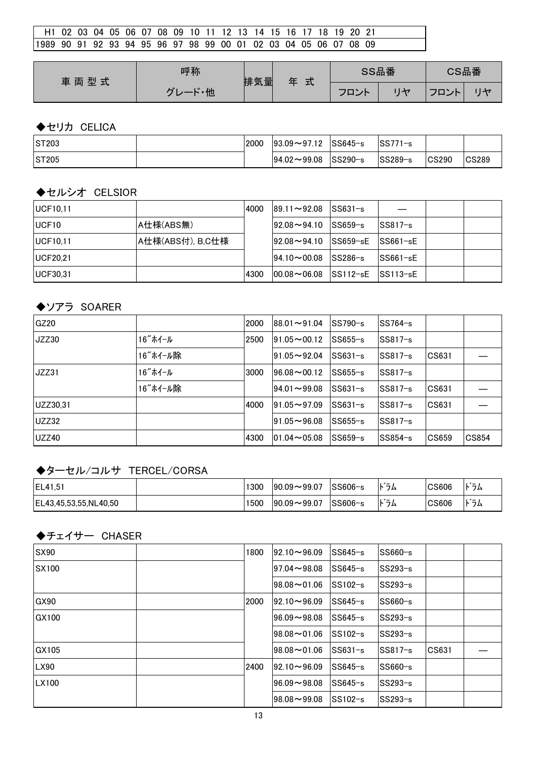| H1 02 03 04 05 06 07 08 09 10 11 12 13 14 15 16 17 18 19 20 21 |
| --- |
| 1989 90 91 92 93 94 95 96 97 98 99 00 01 02 03 04 05 06 07 08 09 |

| 車両型式 | 呼称 | 排気量 | 年 式 | SS品番 | | CS品番 | |
| --- | --- | --- | --- | --- | --- | --- | --- |
| | グレード・他 | | | フロント | リヤ | フロント | リヤ |

### ◆セリカ CELICA

| 車両型式 | グレード・他 | 排気量 | 年 式 | SSフロント | SSリヤ | CSフロント | CSリヤ |
| --- | --- | --- | --- | --- | --- | --- | --- |
| ST203 | | 2000 | 93.09～97.12 | SS645-s | SS771-s | | |
| ST205 | | | 94.02～99.08 | SS290-s | SS289-s | CS290 | CS289 |

### ◆セルシオ CELSIOR

| 車両型式 | グレード・他 | 排気量 | 年 式 | SSフロント | SSリヤ | CSフロント | CSリヤ |
| --- | --- | --- | --- | --- | --- | --- | --- |
| UCF10,11 | | 4000 | 89.11～92.08 | SS631-s | — | | |
| UCF10 | A仕様(ABS無) | | 92.08～94.10 | SS659-s | SS817-s | | |
| UCF10,11 | A仕様(ABS付), B,C仕様 | | 92.08～94.10 | SS659-sE | SS661-sE | | |
| UCF20,21 | | | 94.10～00.08 | SS286-s | SS661-sE | | |
| UCF30,31 | | 4300 | 00.08～06.08 | SS112-sE | SS113-sE | | |

### ◆ソアラ SOARER

| 車両型式 | グレード・他 | 排気量 | 年 式 | SSフロント | SSリヤ | CSフロント | CSリヤ |
| --- | --- | --- | --- | --- | --- | --- | --- |
| GZ20 | | 2000 | 88.01～91.04 | SS790-s | SS764-s | | |
| JZZ30 | 16″ﾎｲｰﾙ | 2500 | 91.05～00.12 | SS655-s | SS817-s | | |
| | 16″ﾎｲｰﾙ除 | | 91.05～92.04 | SS631-s | SS817-s | CS631 | — |
| JZZ31 | 16″ﾎｲｰﾙ | 3000 | 96.08～00.12 | SS655-s | SS817-s | | |
| | 16″ﾎｲｰﾙ除 | | 94.01～99.08 | SS631-s | SS817-s | CS631 | — |
| UZZ30,31 | | 4000 | 91.05～97.09 | SS631-s | SS817-s | CS631 | — |
| UZZ32 | | | 91.05～96.08 | SS655-s | SS817-s | | |
| UZZ40 | | 4300 | 01.04～05.08 | SS659-s | SS854-s | CS659 | CS854 |

### ◆ターセル/コルサ TERCEL/CORSA

| 車両型式 | グレード・他 | 排気量 | 年 式 | SSフロント | SSリヤ | CSフロント | CSリヤ |
| --- | --- | --- | --- | --- | --- | --- | --- |
| EL41,51 | | 1300 | 90.09～99.07 | SS606-s | ﾄﾞﾗﾑ | CS606 | ﾄﾞﾗﾑ |
| EL43,45,53,55,NL40,50 | | 1500 | 90.09～99.07 | SS606-s | ﾄﾞﾗﾑ | CS606 | ﾄﾞﾗﾑ |

### ◆チェイサー CHASER

| 車両型式 | グレード・他 | 排気量 | 年 式 | SSフロント | SSリヤ | CSフロント | CSリヤ |
| --- | --- | --- | --- | --- | --- | --- | --- |
| SX90 | | 1800 | 92.10～96.09 | SS645-s | SS660-s | | |
| SX100 | | | 97.04～98.08 | SS645-s | SS293-s | | |
| | | | 98.08～01.06 | SS102-s | SS293-s | | |
| GX90 | | 2000 | 92.10～96.09 | SS645-s | SS660-s | | |
| GX100 | | | 96.09～98.08 | SS645-s | SS293-s | | |
| | | | 98.08～01.06 | SS102-s | SS293-s | | |
| GX105 | | | 98.08～01.06 | SS631-s | SS817-s | CS631 | — |
| LX90 | | 2400 | 92.10～96.09 | SS645-s | SS660-s | | |
| LX100 | | | 96.09～98.08 | SS645-s | SS293-s | | |
| | | | 98.08～99.08 | SS102-s | SS293-s | | |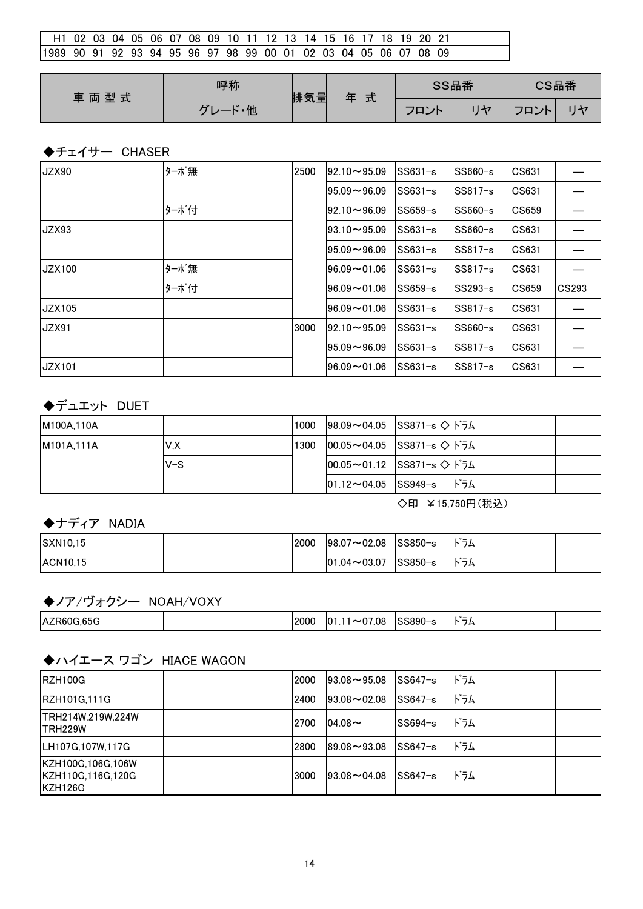| H1 | 02 | 03 | 04 | 05 | 06 | 07 | 08 | 09 | 10 | 11 | 12 | 13 | 14 | 15 | 16 | 17 | 18 | 19 | 20 | 21 |
|---|---|---|---|---|---|---|---|---|---|---|---|---|---|---|---|---|---|---|---|---|
| 1989 | 90 | 91 | 92 | 93 | 94 | 95 | 96 | 97 | 98 | 99 | 00 | 01 | 02 | 03 | 04 | 05 | 06 | 07 | 08 | 09 |

### ◆チェイサー　CHASER

| 車両型式 | 呼称 グレード・他 | 排気量 | 年式 | SS品番 フロント | SS品番 リヤ | CS品番 フロント | CS品番 リヤ |
|---|---|---|---|---|---|---|---|
| JZX90 | ﾀｰﾎﾞ無 | 2500 | 92.10～95.09 | SS631-s | SS660-s | CS631 | — |
| | | | 95.09～96.09 | SS631-s | SS817-s | CS631 | — |
| | ﾀｰﾎﾞ付 | | 92.10～96.09 | SS659-s | SS660-s | CS659 | — |
| JZX93 | | | 93.10～95.09 | SS631-s | SS660-s | CS631 | — |
| | | | 95.09～96.09 | SS631-s | SS817-s | CS631 | — |
| JZX100 | ﾀｰﾎﾞ無 | | 96.09～01.06 | SS631-s | SS817-s | CS631 | — |
| | ﾀｰﾎﾞ付 | | 96.09～01.06 | SS659-s | SS293-s | CS659 | CS293 |
| JZX105 | | | 96.09～01.06 | SS631-s | SS817-s | CS631 | — |
| JZX91 | | 3000 | 92.10～95.09 | SS631-s | SS660-s | CS631 | — |
| | | | 95.09～96.09 | SS631-s | SS817-s | CS631 | — |
| JZX101 | | | 96.09～01.06 | SS631-s | SS817-s | CS631 | — |

### ◆デュエット　DUET

| 車両型式 | 呼称 グレード・他 | 排気量 | 年式 | SS品番 フロント | SS品番 リヤ | CS品番 フロント | CS品番 リヤ |
|---|---|---|---|---|---|---|---|
| M100A,110A | | 1000 | 98.09～04.05 | SS871-s ◇ | ﾄﾞﾗﾑ | | |
| M101A,111A | V,X | 1300 | 00.05～04.05 | SS871-s ◇ | ﾄﾞﾗﾑ | | |
| | V-S | | 00.05～01.12 | SS871-s ◇ | ﾄﾞﾗﾑ | | |
| | | | 01.12～04.05 | SS949-s | ﾄﾞﾗﾑ | | |

◇印　￥15,750円(税込)

### ◆ナディア　NADIA

| 車両型式 | 呼称 グレード・他 | 排気量 | 年式 | SS品番 フロント | SS品番 リヤ | CS品番 フロント | CS品番 リヤ |
|---|---|---|---|---|---|---|---|
| SXN10,15 | | 2000 | 98.07～02.08 | SS850-s | ﾄﾞﾗﾑ | | |
| ACN10,15 | | | 01.04～03.07 | SS850-s | ﾄﾞﾗﾑ | | |

### ◆ノア/ヴォクシー　NOAH/VOXY

| 車両型式 | 呼称 グレード・他 | 排気量 | 年式 | SS品番 フロント | SS品番 リヤ | CS品番 フロント | CS品番 リヤ |
|---|---|---|---|---|---|---|---|
| AZR60G,65G | | 2000 | 01.11～07.08 | SS890-s | ﾄﾞﾗﾑ | | |

### ◆ハイエース ワゴン　HIACE WAGON

| 車両型式 | 呼称 グレード・他 | 排気量 | 年式 | SS品番 フロント | SS品番 リヤ | CS品番 フロント | CS品番 リヤ |
|---|---|---|---|---|---|---|---|
| RZH100G | | 2000 | 93.08～95.08 | SS647-s | ﾄﾞﾗﾑ | | |
| RZH101G,111G | | 2400 | 93.08～02.08 | SS647-s | ﾄﾞﾗﾑ | | |
| TRH214W,219W,224W TRH229W | | 2700 | 04.08～ | SS694-s | ﾄﾞﾗﾑ | | |
| LH107G,107W,117G | | 2800 | 89.08～93.08 | SS647-s | ﾄﾞﾗﾑ | | |
| KZH100G,106G,106W KZH110G,116G,120G KZH126G | | 3000 | 93.08～04.08 | SS647-s | ﾄﾞﾗﾑ | | |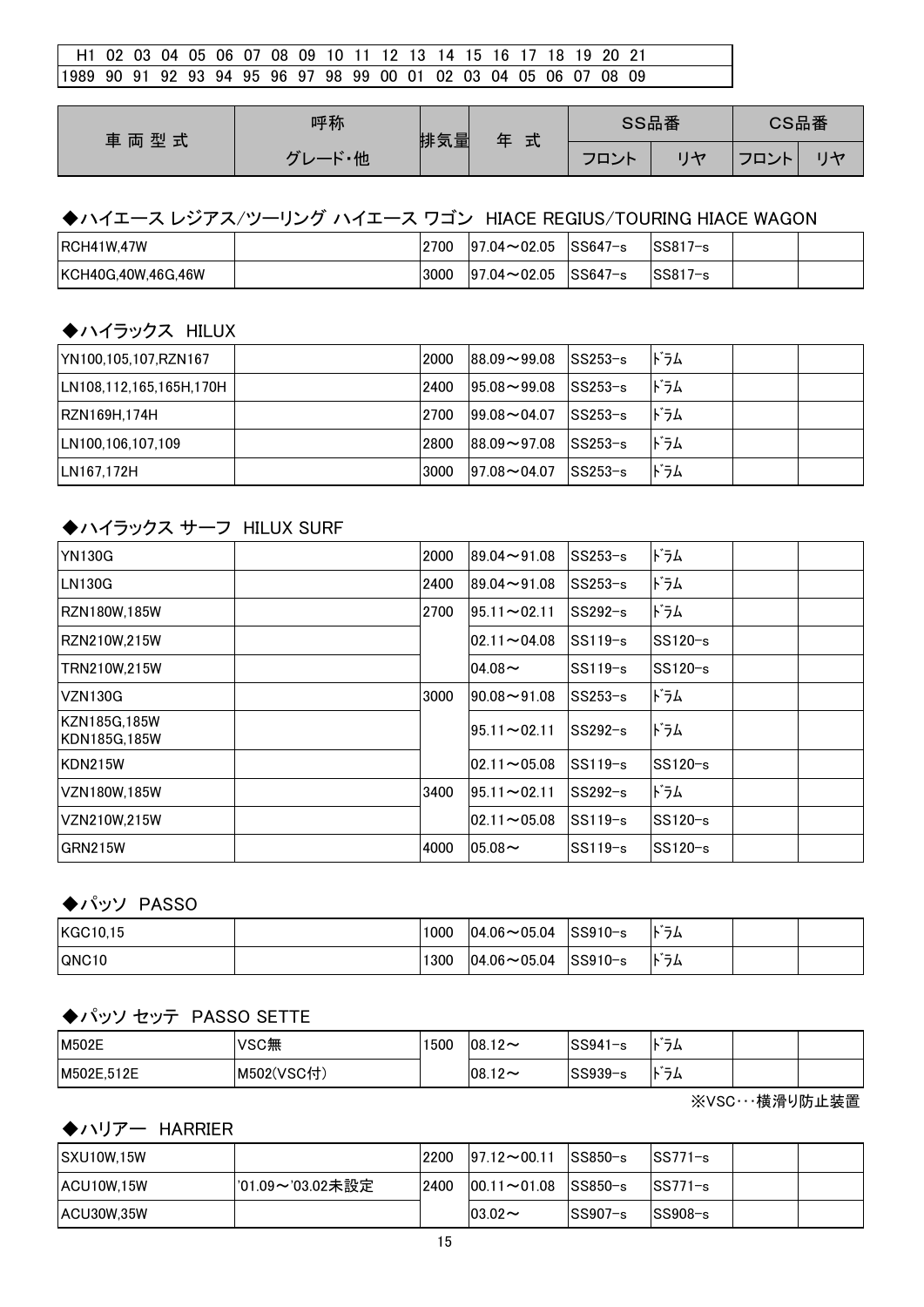| H1 | 02 | 03 | 04 | 05 | 06 | 07 | 08 | 09 | 10 | 11 | 12 | 13 | 14 | 15 | 16 | 17 | 18 | 19 | 20 | 21 |
|---|---|---|---|---|---|---|---|---|---|---|---|---|---|---|---|---|---|---|---|---|
| 1989 | 90 | 91 | 92 | 93 | 94 | 95 | 96 | 97 | 98 | 99 | 00 | 01 | 02 | 03 | 04 | 05 | 06 | 07 | 08 | 09 |

| 車両型式 | 呼称 | 排気量 | 年式 | SS品番 | | CS品番 | |
|---|---|---|---|---|---|---|---|
| | グレード・他 | | | フロント | リヤ | フロント | リヤ |

### ◆ハイエース レジアス/ツーリング ハイエース ワゴン HIACE REGIUS/TOURING HIACE WAGON

| 車両型式 | グレード・他 | 排気量 | 年式 | SS フロント | SS リヤ | CS フロント | CS リヤ |
|---|---|---|---|---|---|---|---|
| RCH41W,47W | | 2700 | 97.04～02.05 | SS647-s | SS817-s | | |
| KCH40G,40W,46G,46W | | 3000 | 97.04～02.05 | SS647-s | SS817-s | | |

### ◆ハイラックス HILUX

| 車両型式 | グレード・他 | 排気量 | 年式 | SS フロント | SS リヤ | CS フロント | CS リヤ |
|---|---|---|---|---|---|---|---|
| YN100,105,107,RZN167 | | 2000 | 88.09～99.08 | SS253-s | ﾄﾞﾗﾑ | | |
| LN108,112,165,165H,170H | | 2400 | 95.08～99.08 | SS253-s | ﾄﾞﾗﾑ | | |
| RZN169H,174H | | 2700 | 99.08～04.07 | SS253-s | ﾄﾞﾗﾑ | | |
| LN100,106,107,109 | | 2800 | 88.09～97.08 | SS253-s | ﾄﾞﾗﾑ | | |
| LN167,172H | | 3000 | 97.08～04.07 | SS253-s | ﾄﾞﾗﾑ | | |

### ◆ハイラックス サーフ HILUX SURF

| 車両型式 | グレード・他 | 排気量 | 年式 | SS フロント | SS リヤ | CS フロント | CS リヤ |
|---|---|---|---|---|---|---|---|
| YN130G | | 2000 | 89.04～91.08 | SS253-s | ﾄﾞﾗﾑ | | |
| LN130G | | 2400 | 89.04～91.08 | SS253-s | ﾄﾞﾗﾑ | | |
| RZN180W,185W | | 2700 | 95.11～02.11 | SS292-s | ﾄﾞﾗﾑ | | |
| RZN210W,215W | | | 02.11～04.08 | SS119-s | SS120-s | | |
| TRN210W,215W | | | 04.08～ | SS119-s | SS120-s | | |
| VZN130G | | 3000 | 90.08～91.08 | SS253-s | ﾄﾞﾗﾑ | | |
| KZN185G,185W KDN185G,185W | | | 95.11～02.11 | SS292-s | ﾄﾞﾗﾑ | | |
| KDN215W | | | 02.11～05.08 | SS119-s | SS120-s | | |
| VZN180W,185W | | 3400 | 95.11～02.11 | SS292-s | ﾄﾞﾗﾑ | | |
| VZN210W,215W | | | 02.11～05.08 | SS119-s | SS120-s | | |
| GRN215W | | 4000 | 05.08～ | SS119-s | SS120-s | | |

### ◆パッソ PASSO

| 車両型式 | グレード・他 | 排気量 | 年式 | SS フロント | SS リヤ | CS フロント | CS リヤ |
|---|---|---|---|---|---|---|---|
| KGC10,15 | | 1000 | 04.06～05.04 | SS910-s | ﾄﾞﾗﾑ | | |
| QNC10 | | 1300 | 04.06～05.04 | SS910-s | ﾄﾞﾗﾑ | | |

### ◆パッソ セッテ PASSO SETTE

| 車両型式 | グレード・他 | 排気量 | 年式 | SS フロント | SS リヤ | CS フロント | CS リヤ |
|---|---|---|---|---|---|---|---|
| M502E | VSC無 | 1500 | 08.12～ | SS941-s | ﾄﾞﾗﾑ | | |
| M502E,512E | M502(VSC付) | | 08.12～ | SS939-s | ﾄﾞﾗﾑ | | |

※VSC・・・横滑り防止装置

### ◆ハリアー HARRIER

| 車両型式 | グレード・他 | 排気量 | 年式 | SS フロント | SS リヤ | CS フロント | CS リヤ |
|---|---|---|---|---|---|---|---|
| SXU10W,15W | | 2200 | 97.12～00.11 | SS850-s | SS771-s | | |
| ACU10W,15W | '01.09～'03.02未設定 | 2400 | 00.11～01.08 | SS850-s | SS771-s | | |
| ACU30W,35W | | | 03.02～ | SS907-s | SS908-s | | |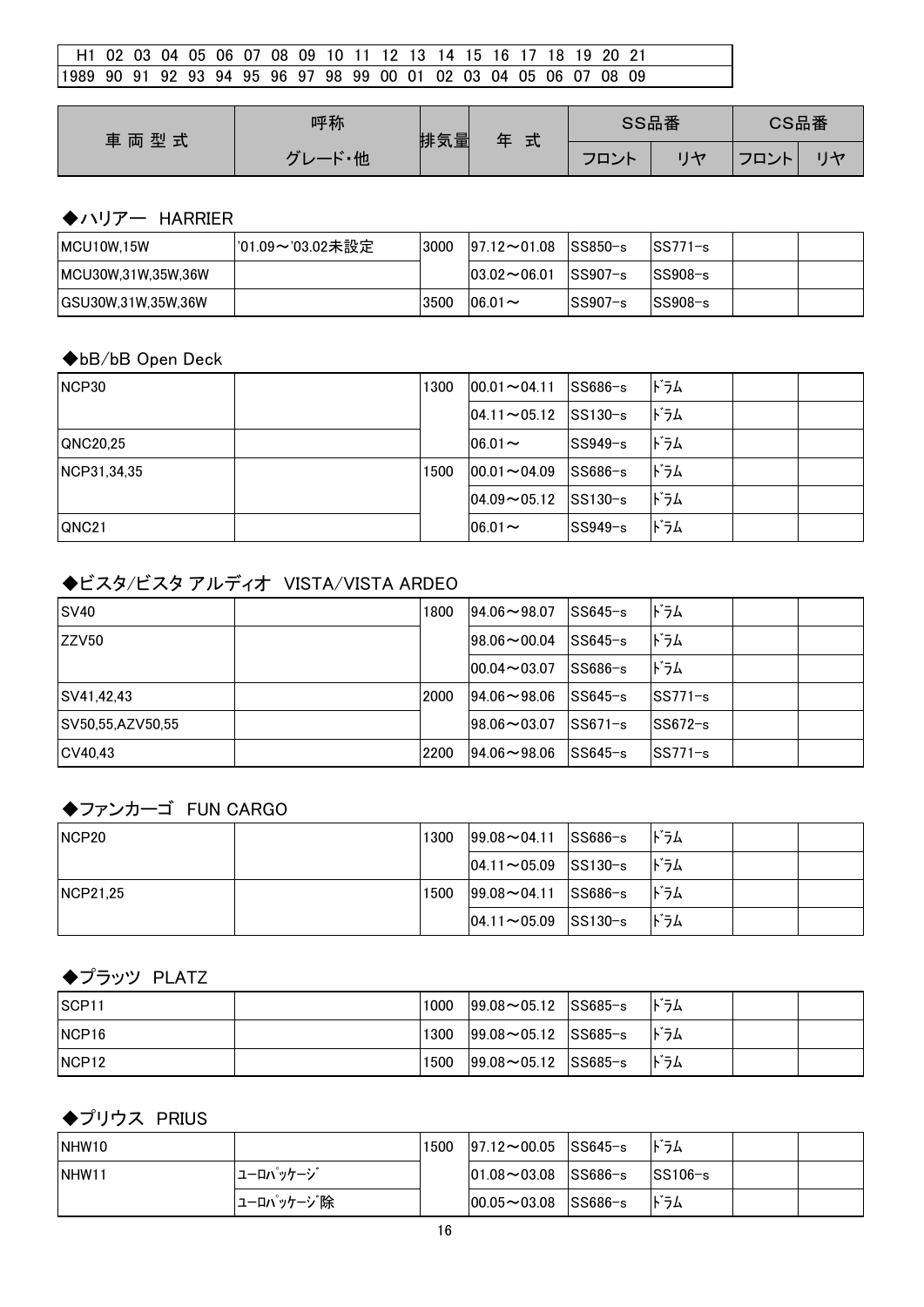| H1 | 02 | 03 | 04 | 05 | 06 | 07 | 08 | 09 | 10 | 11 | 12 | 13 | 14 | 15 | 16 | 17 | 18 | 19 | 20 | 21 |
|---|---|---|---|---|---|---|---|---|---|---|---|---|---|---|---|---|---|---|---|---|
| 1989 | 90 | 91 | 92 | 93 | 94 | 95 | 96 | 97 | 98 | 99 | 00 | 01 | 02 | 03 | 04 | 05 | 06 | 07 | 08 | 09 |

| 車 両 型 式 | 呼称 | 排気量 | 年 式 | SS品番 | | CS品番 | |
|---|---|---|---|---|---|---|---|
| | グレード・他 | | | フロント | リヤ | フロント | リヤ |

### ◆ハリアー HARRIER

| 車両型式 | グレード・他 | 排気量 | 年式 | SSフロント | SSリヤ | CSフロント | CSリヤ |
|---|---|---|---|---|---|---|---|
| MCU10W,15W | '01.09～'03.02未設定 | 3000 | 97.12～01.08 | SS850-s | SS771-s | | |
| MCU30W,31W,35W,36W | | | 03.02～06.01 | SS907-s | SS908-s | | |
| GSU30W,31W,35W,36W | | 3500 | 06.01～ | SS907-s | SS908-s | | |

### ◆bB/bB Open Deck

| 車両型式 | グレード・他 | 排気量 | 年式 | SSフロント | SSリヤ | CSフロント | CSリヤ |
|---|---|---|---|---|---|---|---|
| NCP30 | | 1300 | 00.01～04.11 | SS686-s | ﾄﾞﾗﾑ | | |
| | | | 04.11～05.12 | SS130-s | ﾄﾞﾗﾑ | | |
| QNC20,25 | | | 06.01～ | SS949-s | ﾄﾞﾗﾑ | | |
| NCP31,34,35 | | 1500 | 00.01～04.09 | SS686-s | ﾄﾞﾗﾑ | | |
| | | | 04.09～05.12 | SS130-s | ﾄﾞﾗﾑ | | |
| QNC21 | | | 06.01～ | SS949-s | ﾄﾞﾗﾑ | | |

### ◆ビスタ/ビスタ アルディオ VISTA/VISTA ARDEO

| 車両型式 | グレード・他 | 排気量 | 年式 | SSフロント | SSリヤ | CSフロント | CSリヤ |
|---|---|---|---|---|---|---|---|
| SV40 | | 1800 | 94.06～98.07 | SS645-s | ﾄﾞﾗﾑ | | |
| ZZV50 | | | 98.06～00.04 | SS645-s | ﾄﾞﾗﾑ | | |
| | | | 00.04～03.07 | SS686-s | ﾄﾞﾗﾑ | | |
| SV41,42,43 | | 2000 | 94.06～98.06 | SS645-s | SS771-s | | |
| SV50,55,AZV50,55 | | | 98.06～03.07 | SS671-s | SS672-s | | |
| CV40,43 | | 2200 | 94.06～98.06 | SS645-s | SS771-s | | |

### ◆ファンカーゴ FUN CARGO

| 車両型式 | グレード・他 | 排気量 | 年式 | SSフロント | SSリヤ | CSフロント | CSリヤ |
|---|---|---|---|---|---|---|---|
| NCP20 | | 1300 | 99.08～04.11 | SS686-s | ﾄﾞﾗﾑ | | |
| | | | 04.11～05.09 | SS130-s | ﾄﾞﾗﾑ | | |
| NCP21,25 | | 1500 | 99.08～04.11 | SS686-s | ﾄﾞﾗﾑ | | |
| | | | 04.11～05.09 | SS130-s | ﾄﾞﾗﾑ | | |

### ◆プラッツ PLATZ

| 車両型式 | グレード・他 | 排気量 | 年式 | SSフロント | SSリヤ | CSフロント | CSリヤ |
|---|---|---|---|---|---|---|---|
| SCP11 | | 1000 | 99.08～05.12 | SS685-s | ﾄﾞﾗﾑ | | |
| NCP16 | | 1300 | 99.08～05.12 | SS685-s | ﾄﾞﾗﾑ | | |
| NCP12 | | 1500 | 99.08～05.12 | SS685-s | ﾄﾞﾗﾑ | | |

### ◆プリウス PRIUS

| 車両型式 | グレード・他 | 排気量 | 年式 | SSフロント | SSリヤ | CSフロント | CSリヤ |
|---|---|---|---|---|---|---|---|
| NHW10 | | 1500 | 97.12～00.05 | SS645-s | ﾄﾞﾗﾑ | | |
| NHW11 | ﾕｰﾛﾊﾟｯｹｰｼﾞ | | 01.08～03.08 | SS686-s | SS106-s | | |
| | ﾕｰﾛﾊﾟｯｹｰｼﾞ除 | | 00.05～03.08 | SS686-s | ﾄﾞﾗﾑ | | |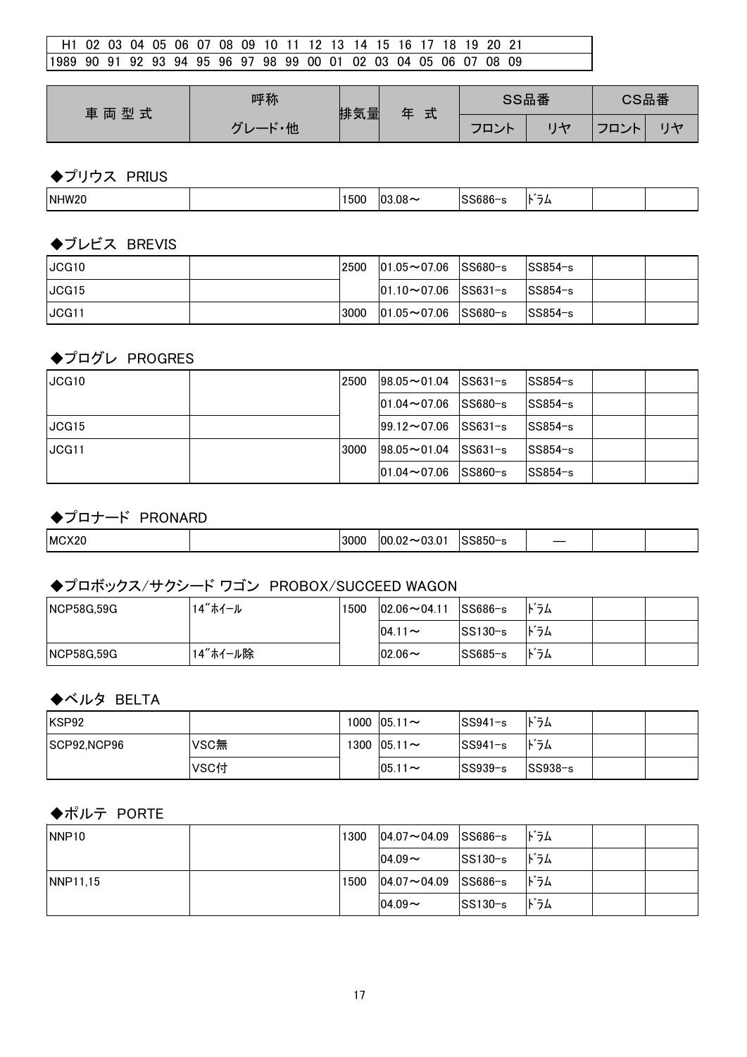| H1 02 03 04 05 06 07 08 09 10 11 12 13 14 15 16 17 18 19 20 21 |
|---|
| 1989 90 91 92 93 94 95 96 97 98 99 00 01 02 03 04 05 06 07 08 09 |

| 車両型式 | 呼称 | 排気量 | 年式 | SS品番 | | CS品番 | |
|---|---|---|---|---|---|---|---|
| | グレード・他 | | | フロント | リヤ | フロント | リヤ |

### ◆プリウス PRIUS

| | | | | | | | |
|---|---|---|---|---|---|---|---|
| NHW20 | | 1500 | 03.08～ | SS686-s | ドラム | | |

### ◆ブレビス BREVIS

| | | | | | | | |
|---|---|---|---|---|---|---|---|
| JCG10 | | 2500 | 01.05～07.06 | SS680-s | SS854-s | | |
| JCG15 | | | 01.10～07.06 | SS631-s | SS854-s | | |
| JCG11 | | 3000 | 01.05～07.06 | SS680-s | SS854-s | | |

### ◆プログレ PROGRES

| | | | | | | | |
|---|---|---|---|---|---|---|---|
| JCG10 | | 2500 | 98.05～01.04 | SS631-s | SS854-s | | |
| | | | 01.04～07.06 | SS680-s | SS854-s | | |
| JCG15 | | | 99.12～07.06 | SS631-s | SS854-s | | |
| JCG11 | | 3000 | 98.05～01.04 | SS631-s | SS854-s | | |
| | | | 01.04～07.06 | SS860-s | SS854-s | | |

### ◆プロナード PRONARD

| | | | | | | | |
|---|---|---|---|---|---|---|---|
| MCX20 | | 3000 | 00.02～03.01 | SS850-s | — | | |

### ◆プロボックス/サクシード ワゴン PROBOX/SUCCEED WAGON

| | | | | | | | |
|---|---|---|---|---|---|---|---|
| NCP58G,59G | 14″ホイール | 1500 | 02.06～04.11 | SS686-s | ドラム | | |
| | | | 04.11～ | SS130-s | ドラム | | |
| NCP58G,59G | 14″ホイール除 | | 02.06～ | SS685-s | ドラム | | |

### ◆ベルタ BELTA

| | | | | | | | |
|---|---|---|---|---|---|---|---|
| KSP92 | | 1000 | 05.11～ | SS941-s | ドラム | | |
| SCP92,NCP96 | VSC無 | 1300 | 05.11～ | SS941-s | ドラム | | |
| | VSC付 | | 05.11～ | SS939-s | SS938-s | | |

### ◆ポルテ PORTE

| | | | | | | | |
|---|---|---|---|---|---|---|---|
| NNP10 | | 1300 | 04.07～04.09 | SS686-s | ドラム | | |
| | | | 04.09～ | SS130-s | ドラム | | |
| NNP11,15 | | 1500 | 04.07～04.09 | SS686-s | ドラム | | |
| | | | 04.09～ | SS130-s | ドラム | | |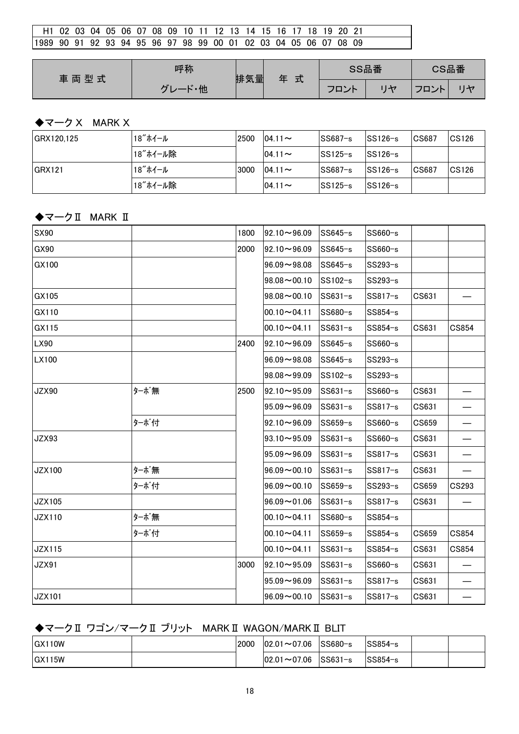| H1 | 02 | 03 | 04 | 05 | 06 | 07 | 08 | 09 | 10 | 11 | 12 | 13 | 14 | 15 | 16 | 17 | 18 | 19 | 20 | 21 |
|---|---|---|---|---|---|---|---|---|---|---|---|---|---|---|---|---|---|---|---|---|
| 1989 | 90 | 91 | 92 | 93 | 94 | 95 | 96 | 97 | 98 | 99 | 00 | 01 | 02 | 03 | 04 | 05 | 06 | 07 | 08 | 09 |

| 車 両 型 式 | 呼称 | 排気量 | 年 式 | SS品番 | | CS品番 | |
|---|---|---|---|---|---|---|---|
| | グレード・他 | | | フロント | リヤ | フロント | リヤ |

### ◆マークX　MARK X

| 車両型式 | グレード・他 | 排気量 | 年式 | SSフロント | SSリヤ | CSフロント | CSリヤ |
|---|---|---|---|---|---|---|---|
| GRX120,125 | 18″ホイール | 2500 | 04.11～ | SS687-s | SS126-s | CS687 | CS126 |
| | 18″ホイール除 | | 04.11～ | SS125-s | SS126-s | | |
| GRX121 | 18″ホイール | 3000 | 04.11～ | SS687-s | SS126-s | CS687 | CS126 |
| | 18″ホイール除 | | 04.11～ | SS125-s | SS126-s | | |

### ◆マークⅡ　MARK Ⅱ

| 車両型式 | グレード・他 | 排気量 | 年式 | SSフロント | SSリヤ | CSフロント | CSリヤ |
|---|---|---|---|---|---|---|---|
| SX90 | | 1800 | 92.10～96.09 | SS645-s | SS660-s | | |
| GX90 | | 2000 | 92.10～96.09 | SS645-s | SS660-s | | |
| GX100 | | | 96.09～98.08 | SS645-s | SS293-s | | |
| | | | 98.08～00.10 | SS102-s | SS293-s | | |
| GX105 | | | 98.08～00.10 | SS631-s | SS817-s | CS631 | — |
| GX110 | | | 00.10～04.11 | SS680-s | SS854-s | | |
| GX115 | | | 00.10～04.11 | SS631-s | SS854-s | CS631 | CS854 |
| LX90 | | 2400 | 92.10～96.09 | SS645-s | SS660-s | | |
| LX100 | | | 96.09～98.08 | SS645-s | SS293-s | | |
| | | | 98.08～99.09 | SS102-s | SS293-s | | |
| JZX90 | ターボ無 | 2500 | 92.10～95.09 | SS631-s | SS660-s | CS631 | — |
| | | | 95.09～96.09 | SS631-s | SS817-s | CS631 | — |
| | ターボ付 | | 92.10～96.09 | SS659-s | SS660-s | CS659 | — |
| JZX93 | | | 93.10～95.09 | SS631-s | SS660-s | CS631 | — |
| | | | 95.09～96.09 | SS631-s | SS817-s | CS631 | — |
| JZX100 | ターボ無 | | 96.09～00.10 | SS631-s | SS817-s | CS631 | — |
| | ターボ付 | | 96.09～00.10 | SS659-s | SS293-s | CS659 | CS293 |
| JZX105 | | | 96.09～01.06 | SS631-s | SS817-s | CS631 | — |
| JZX110 | ターボ無 | | 00.10～04.11 | SS680-s | SS854-s | | |
| | ターボ付 | | 00.10～04.11 | SS659-s | SS854-s | CS659 | CS854 |
| JZX115 | | | 00.10～04.11 | SS631-s | SS854-s | CS631 | CS854 |
| JZX91 | | 3000 | 92.10～95.09 | SS631-s | SS660-s | CS631 | — |
| | | | 95.09～96.09 | SS631-s | SS817-s | CS631 | — |
| JZX101 | | | 96.09～00.10 | SS631-s | SS817-s | CS631 | — |

### ◆マークⅡ ワゴン/マークⅡ ブリット　MARKⅡ WAGON/MARKⅡ BLIT

| 車両型式 | グレード・他 | 排気量 | 年式 | SSフロント | SSリヤ | CSフロント | CSリヤ |
|---|---|---|---|---|---|---|---|
| GX110W | | 2000 | 02.01～07.06 | SS680-s | SS854-s | | |
| GX115W | | | 02.01～07.06 | SS631-s | SS854-s | | |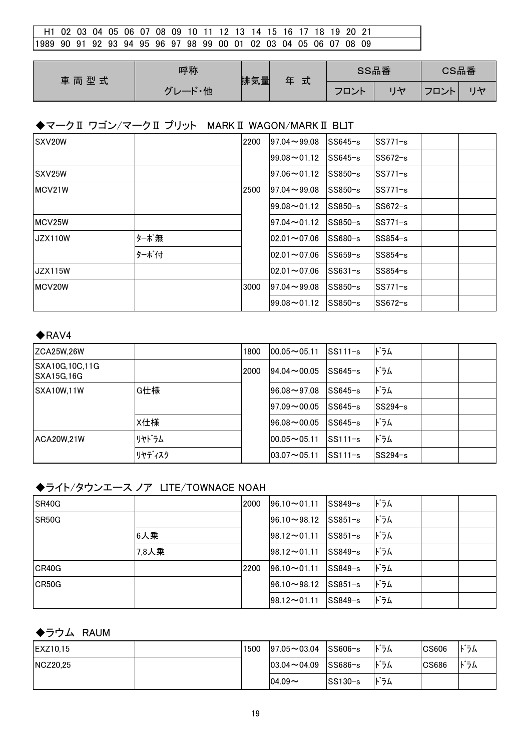| H1 | 02 | 03 | 04 | 05 | 06 | 07 | 08 | 09 | 10 | 11 | 12 | 13 | 14 | 15 | 16 | 17 | 18 | 19 | 20 | 21 |
|---|---|---|---|---|---|---|---|---|---|---|---|---|---|---|---|---|---|---|---|---|
| 1989 | 90 | 91 | 92 | 93 | 94 | 95 | 96 | 97 | 98 | 99 | 00 | 01 | 02 | 03 | 04 | 05 | 06 | 07 | 08 | 09 |

| 車両型式 | 呼称 | 排気量 | 年式 | SS品番 | | CS品番 | |
|---|---|---|---|---|---|---|---|
| | グレード・他 | | | フロント | リヤ | フロント | リヤ |

### ◆マークⅡ ワゴン/マークⅡ ブリット　MARK Ⅱ WAGON/MARK Ⅱ BLIT

| 車両型式 | 呼称 グレード・他 | 排気量 | 年式 | SS品番 フロント | SS品番 リヤ | CS品番 フロント | CS品番 リヤ |
|---|---|---|---|---|---|---|---|
| SXV20W | | 2200 | 97.04～99.08 | SS645-s | SS771-s | | |
| | | | 99.08～01.12 | SS645-s | SS672-s | | |
| SXV25W | | | 97.06～01.12 | SS850-s | SS771-s | | |
| MCV21W | | 2500 | 97.04～99.08 | SS850-s | SS771-s | | |
| | | | 99.08～01.12 | SS850-s | SS672-s | | |
| MCV25W | | | 97.04～01.12 | SS850-s | SS771-s | | |
| JZX110W | ﾀｰﾎﾞ無 | | 02.01～07.06 | SS680-s | SS854-s | | |
| | ﾀｰﾎﾞ付 | | 02.01～07.06 | SS659-s | SS854-s | | |
| JZX115W | | | 02.01～07.06 | SS631-s | SS854-s | | |
| MCV20W | | 3000 | 97.04～99.08 | SS850-s | SS771-s | | |
| | | | 99.08～01.12 | SS850-s | SS672-s | | |

### ◆RAV4

| 車両型式 | 呼称 グレード・他 | 排気量 | 年式 | SS品番 フロント | SS品番 リヤ | CS品番 フロント | CS品番 リヤ |
|---|---|---|---|---|---|---|---|
| ZCA25W,26W | | 1800 | 00.05～05.11 | SS111-s | ﾄﾞﾗﾑ | | |
| SXA10G,10C,11G SXA15G,16G | | 2000 | 94.04～00.05 | SS645-s | ﾄﾞﾗﾑ | | |
| SXA10W,11W | G仕様 | | 96.08～97.08 | SS645-s | ﾄﾞﾗﾑ | | |
| | | | 97.09～00.05 | SS645-s | SS294-s | | |
| | X仕様 | | 96.08～00.05 | SS645-s | ﾄﾞﾗﾑ | | |
| ACA20W,21W | ﾘﾔﾄﾞﾗﾑ | | 00.05～05.11 | SS111-s | ﾄﾞﾗﾑ | | |
| | ﾘﾔﾃﾞｨｽｸ | | 03.07～05.11 | SS111-s | SS294-s | | |

### ◆ライト/タウンエース ノア　LITE/TOWNACE NOAH

| 車両型式 | 呼称 グレード・他 | 排気量 | 年式 | SS品番 フロント | SS品番 リヤ | CS品番 フロント | CS品番 リヤ |
|---|---|---|---|---|---|---|---|
| SR40G | | 2000 | 96.10～01.11 | SS849-s | ﾄﾞﾗﾑ | | |
| SR50G | | | 96.10～98.12 | SS851-s | ﾄﾞﾗﾑ | | |
| | 6人乗 | | 98.12～01.11 | SS851-s | ﾄﾞﾗﾑ | | |
| | 7,8人乗 | | 98.12～01.11 | SS849-s | ﾄﾞﾗﾑ | | |
| CR40G | | 2200 | 96.10～01.11 | SS849-s | ﾄﾞﾗﾑ | | |
| CR50G | | | 96.10～98.12 | SS851-s | ﾄﾞﾗﾑ | | |
| | | | 98.12～01.11 | SS849-s | ﾄﾞﾗﾑ | | |

### ◆ラウム　RAUM

| 車両型式 | 呼称 グレード・他 | 排気量 | 年式 | SS品番 フロント | SS品番 リヤ | CS品番 フロント | CS品番 リヤ |
|---|---|---|---|---|---|---|---|
| EXZ10,15 | | 1500 | 97.05～03.04 | SS606-s | ﾄﾞﾗﾑ | CS606 | ﾄﾞﾗﾑ |
| NCZ20,25 | | | 03.04～04.09 | SS686-s | ﾄﾞﾗﾑ | CS686 | ﾄﾞﾗﾑ |
| | | | 04.09～ | SS130-s | ﾄﾞﾗﾑ | | |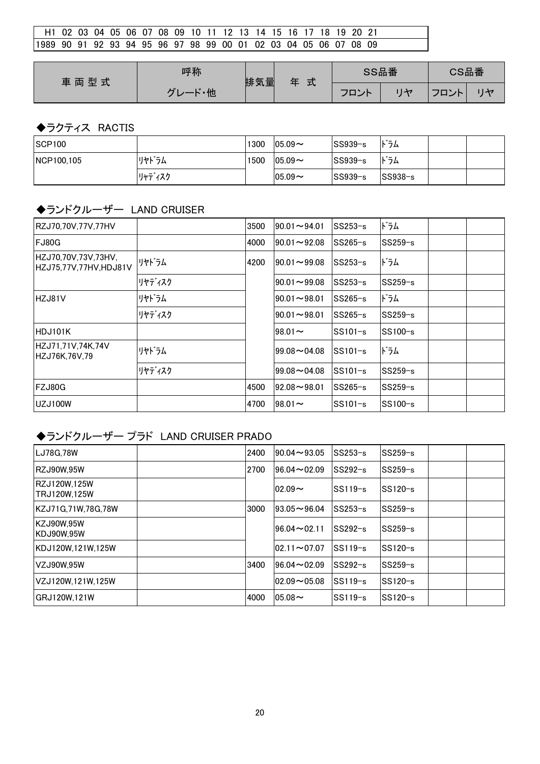| H1 | 02 | 03 | 04 | 05 | 06 | 07 | 08 | 09 | 10 | 11 | 12 | 13 | 14 | 15 | 16 | 17 | 18 | 19 | 20 | 21 |
|---|---|---|---|---|---|---|---|---|---|---|---|---|---|---|---|---|---|---|---|---|
| 1989 | 90 | 91 | 92 | 93 | 94 | 95 | 96 | 97 | 98 | 99 | 00 | 01 | 02 | 03 | 04 | 05 | 06 | 07 | 08 | 09 |

| 車両型式 | 呼称 | 排気量 | 年式 | SS品番 | | CS品番 | |
|---|---|---|---|---|---|---|---|
| | グレード・他 | | | フロント | リヤ | フロント | リヤ |

### ◆ラクティス　RACTIS

| | | | | | | | |
|---|---|---|---|---|---|---|---|
| SCP100 | | 1300 | 05.09～ | SS939-s | ﾄﾞﾗﾑ | | |
| NCP100,105 | ﾘﾔﾄﾞﾗﾑ | 1500 | 05.09～ | SS939-s | ﾄﾞﾗﾑ | | |
| | ﾘｬﾃﾞｨｽｸ | | 05.09～ | SS939-s | SS938-s | | |

### ◆ランドクルーザー　LAND CRUISER

| | | | | | | | |
|---|---|---|---|---|---|---|---|
| RZJ70,70V,77V,77HV | | 3500 | 90.01～94.01 | SS253-s | ﾄﾞﾗﾑ | | |
| FJ80G | | 4000 | 90.01～92.08 | SS265-s | SS259-s | | |
| HZJ70,70V,73V,73HV, HZJ75,77V,77HV,HDJ81V | ﾘﾔﾄﾞﾗﾑ | 4200 | 90.01～99.08 | SS253-s | ﾄﾞﾗﾑ | | |
| | ﾘﾔﾃﾞｨｽｸ | | 90.01～99.08 | SS253-s | SS259-s | | |
| HZJ81V | ﾘﾔﾄﾞﾗﾑ | | 90.01～98.01 | SS265-s | ﾄﾞﾗﾑ | | |
| | ﾘﾔﾃﾞｨｽｸ | | 90.01～98.01 | SS265-s | SS259-s | | |
| HDJ101K | | | 98.01～ | SS101-s | SS100-s | | |
| HZJ71,71V,74K,74V HZJ76K,76V,79 | ﾘﾔﾄﾞﾗﾑ | | 99.08～04.08 | SS101-s | ﾄﾞﾗﾑ | | |
| | ﾘﾔﾃﾞｨｽｸ | | 99.08～04.08 | SS101-s | SS259-s | | |
| FZJ80G | | 4500 | 92.08～98.01 | SS265-s | SS259-s | | |
| UZJ100W | | 4700 | 98.01～ | SS101-s | SS100-s | | |

### ◆ランドクルーザー プラド　LAND CRUISER PRADO

| | | | | | | | |
|---|---|---|---|---|---|---|---|
| LJ78G,78W | | 2400 | 90.04～93.05 | SS253-s | SS259-s | | |
| RZJ90W,95W | | 2700 | 96.04～02.09 | SS292-s | SS259-s | | |
| RZJ120W,125W TRJ120W,125W | | | 02.09～ | SS119-s | SS120-s | | |
| KZJ71G,71W,78G,78W | | 3000 | 93.05～96.04 | SS253-s | SS259-s | | |
| KZJ90W,95W KDJ90W,95W | | | 96.04～02.11 | SS292-s | SS259-s | | |
| KDJ120W,121W,125W | | | 02.11～07.07 | SS119-s | SS120-s | | |
| VZJ90W,95W | | 3400 | 96.04～02.09 | SS292-s | SS259-s | | |
| VZJ120W,121W,125W | | | 02.09～05.08 | SS119-s | SS120-s | | |
| GRJ120W,121W | | 4000 | 05.08～ | SS119-s | SS120-s | | |